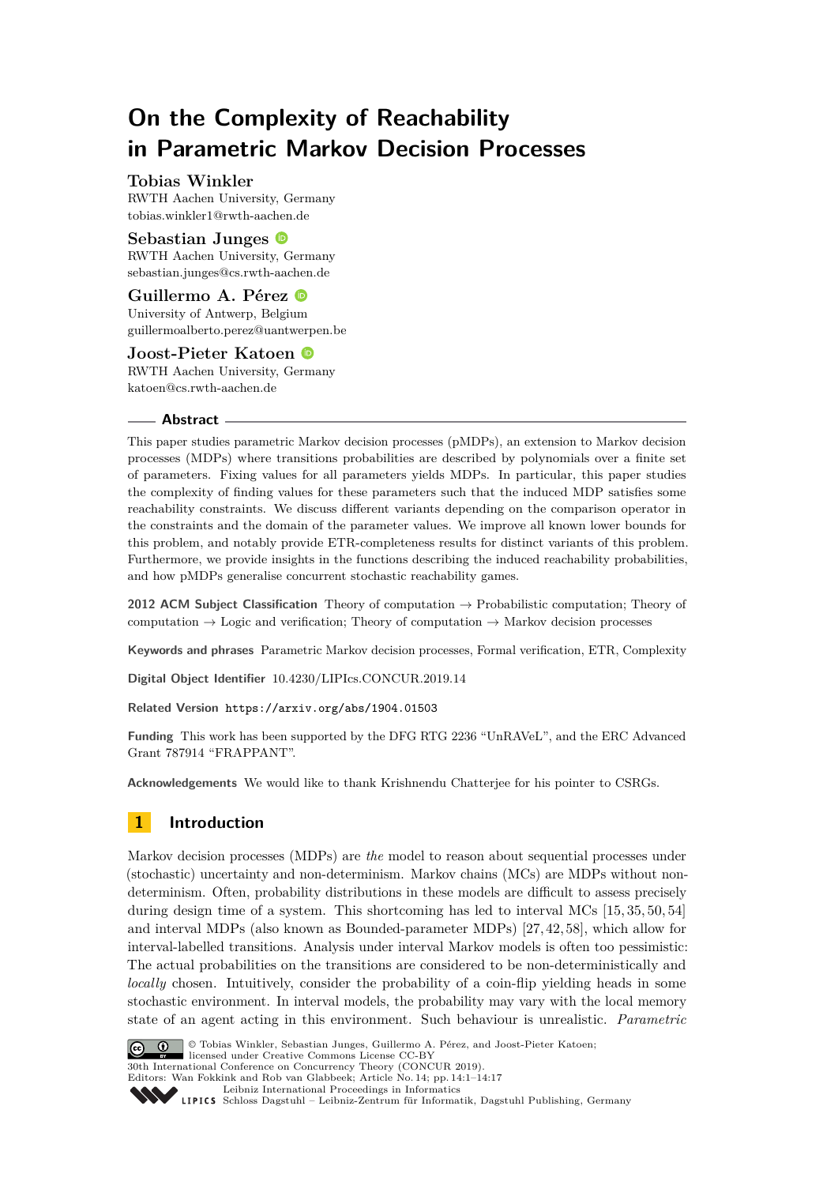# On the Complexity of Reachability in Parametric Markov Decision Processes

**Tobias Winkler**
RWTH Aachen University, Germany
tobias.winkler1@rwth-aachen.de

**Sebastian Junges**
RWTH Aachen University, Germany
sebastian.junges@cs.rwth-aachen.de

**Guillermo A. Pérez**
University of Antwerp, Belgium
guillermoalberto.perez@uantwerpen.be

**Joost-Pieter Katoen**
RWTH Aachen University, Germany
katoen@cs.rwth-aachen.de

## Abstract

This paper studies parametric Markov decision processes (pMDPs), an extension to Markov decision processes (MDPs) where transitions probabilities are described by polynomials over a finite set of parameters. Fixing values for all parameters yields MDPs. In particular, this paper studies the complexity of finding values for these parameters such that the induced MDP satisfies some reachability constraints. We discuss different variants depending on the comparison operator in the constraints and the domain of the parameter values. We improve all known lower bounds for this problem, and notably provide ETR-completeness results for distinct variants of this problem. Furthermore, we provide insights in the functions describing the induced reachability probabilities, and how pMDPs generalise concurrent stochastic reachability games.

**2012 ACM Subject Classification** Theory of computation → Probabilistic computation; Theory of computation → Logic and verification; Theory of computation → Markov decision processes

**Keywords and phrases** Parametric Markov decision processes, Formal verification, ETR, Complexity

**Digital Object Identifier** 10.4230/LIPIcs.CONCUR.2019.14

**Related Version** https://arxiv.org/abs/1904.01503

**Funding** This work has been supported by the DFG RTG 2236 "UnRAVeL", and the ERC Advanced Grant 787914 "FRAPPANT".

**Acknowledgements** We would like to thank Krishnendu Chatterjee for his pointer to CSRGs.

## 1 Introduction

Markov decision processes (MDPs) are *the* model to reason about sequential processes under (stochastic) uncertainty and non-determinism. Markov chains (MCs) are MDPs without non-determinism. Often, probability distributions in these models are difficult to assess precisely during design time of a system. This shortcoming has led to interval MCs [15, 35, 50, 54] and interval MDPs (also known as Bounded-parameter MDPs) [27, 42, 58], which allow for interval-labelled transitions. Analysis under interval Markov models is often too pessimistic: The actual probabilities on the transitions are considered to be non-deterministically and *locally* chosen. Intuitively, consider the probability of a coin-flip yielding heads in some stochastic environment. In interval models, the probability may vary with the local memory state of an agent acting in this environment. Such behaviour is unrealistic. *Parametric*

© Tobias Winkler, Sebastian Junges, Guillermo A. Pérez, and Joost-Pieter Katoen; licensed under Creative Commons License CC-BY
30th International Conference on Concurrency Theory (CONCUR 2019).
Editors: Wan Fokkink and Rob van Glabbeek; Article No. 14; pp. 14:1–14:17
Leibniz International Proceedings in Informatics
Schloss Dagstuhl – Leibniz-Zentrum für Informatik, Dagstuhl Publishing, Germany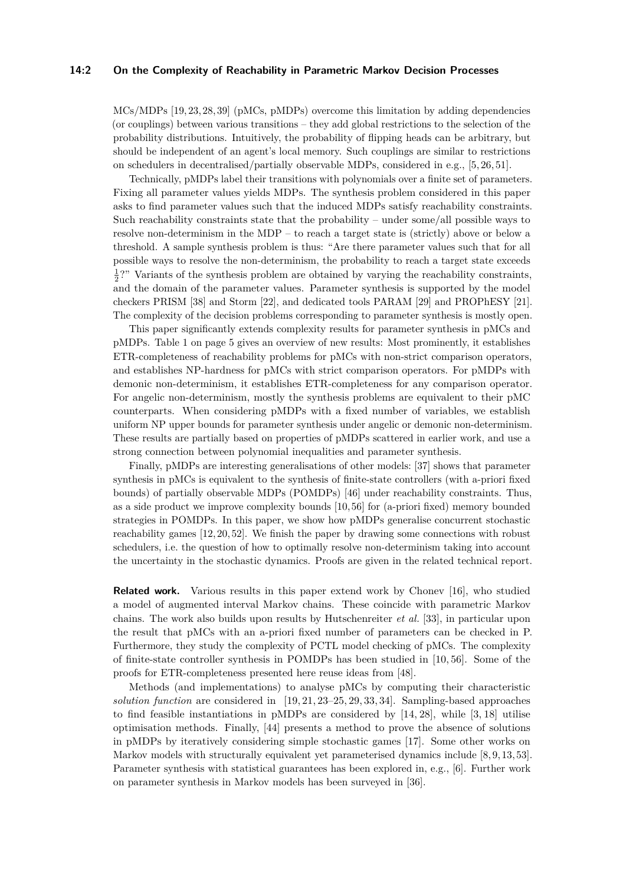MCs/MDPs [19, 23, 28, 39] (pMCs, pMDPs) overcome this limitation by adding dependencies (or couplings) between various transitions – they add global restrictions to the selection of the probability distributions. Intuitively, the probability of flipping heads can be arbitrary, but should be independent of an agent's local memory. Such couplings are similar to restrictions on schedulers in decentralised/partially observable MDPs, considered in e.g., [5, 26, 51].

Technically, pMDPs label their transitions with polynomials over a finite set of parameters. Fixing all parameter values yields MDPs. The synthesis problem considered in this paper asks to find parameter values such that the induced MDPs satisfy reachability constraints. Such reachability constraints state that the probability – under some/all possible ways to resolve non-determinism in the MDP – to reach a target state is (strictly) above or below a threshold. A sample synthesis problem is thus: "Are there parameter values such that for all possible ways to resolve the non-determinism, the probability to reach a target state exceeds $\frac{1}{2}$?" Variants of the synthesis problem are obtained by varying the reachability constraints, and the domain of the parameter values. Parameter synthesis is supported by the model checkers PRISM [38] and Storm [22], and dedicated tools PARAM [29] and PROPhESY [21]. The complexity of the decision problems corresponding to parameter synthesis is mostly open.

This paper significantly extends complexity results for parameter synthesis in pMCs and pMDPs. Table 1 on page 5 gives an overview of new results: Most prominently, it establishes ETR-completeness of reachability problems for pMCs with non-strict comparison operators, and establishes NP-hardness for pMCs with strict comparison operators. For pMDPs with demonic non-determinism, it establishes ETR-completeness for any comparison operator. For angelic non-determinism, mostly the synthesis problems are equivalent to their pMC counterparts. When considering pMDPs with a fixed number of variables, we establish uniform NP upper bounds for parameter synthesis under angelic or demonic non-determinism. These results are partially based on properties of pMDPs scattered in earlier work, and use a strong connection between polynomial inequalities and parameter synthesis.

Finally, pMDPs are interesting generalisations of other models: [37] shows that parameter synthesis in pMCs is equivalent to the synthesis of finite-state controllers (with a-priori fixed bounds) of partially observable MDPs (POMDPs) [46] under reachability constraints. Thus, as a side product we improve complexity bounds [10, 56] for (a-priori fixed) memory bounded strategies in POMDPs. In this paper, we show how pMDPs generalise concurrent stochastic reachability games [12, 20, 52]. We finish the paper by drawing some connections with robust schedulers, i.e. the question of how to optimally resolve non-determinism taking into account the uncertainty in the stochastic dynamics. Proofs are given in the related technical report.

**Related work.** Various results in this paper extend work by Chonev [16], who studied a model of augmented interval Markov chains. These coincide with parametric Markov chains. The work also builds upon results by Hutschenreiter *et al.* [33], in particular upon the result that pMCs with an a-priori fixed number of parameters can be checked in P. Furthermore, they study the complexity of PCTL model checking of pMCs. The complexity of finite-state controller synthesis in POMDPs has been studied in [10, 56]. Some of the proofs for ETR-completeness presented here reuse ideas from [48].

Methods (and implementations) to analyse pMCs by computing their characteristic *solution function* are considered in [19, 21, 23–25, 29, 33, 34]. Sampling-based approaches to find feasible instantiations in pMDPs are considered by [14, 28], while [3, 18] utilise optimisation methods. Finally, [44] presents a method to prove the absence of solutions in pMDPs by iteratively considering simple stochastic games [17]. Some other works on Markov models with structurally equivalent yet parameterised dynamics include [8, 9, 13, 53]. Parameter synthesis with statistical guarantees has been explored in, e.g., [6]. Further work on parameter synthesis in Markov models has been surveyed in [36].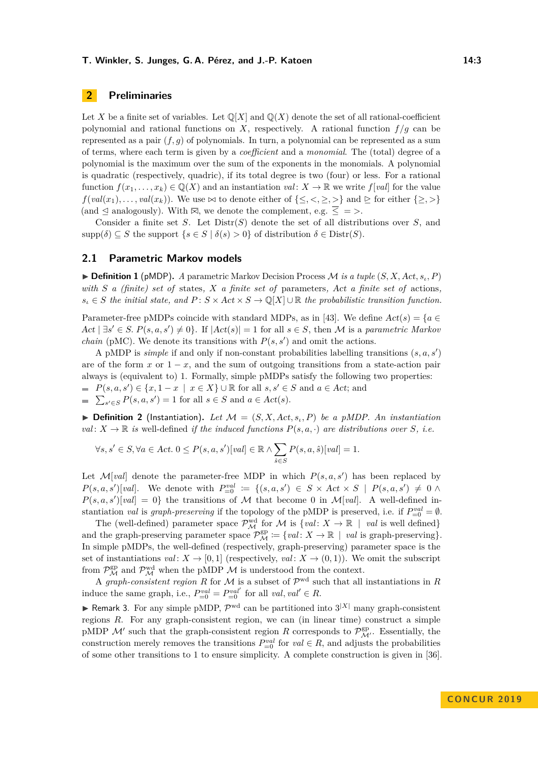## 2 Preliminaries

Let $X$ be a finite set of variables. Let $\mathbb{Q}[X]$ and $\mathbb{Q}(X)$ denote the set of all rational-coefficient polynomial and rational functions on $X$, respectively. A rational function $f/g$ can be represented as a pair $(f, g)$ of polynomials. In turn, a polynomial can be represented as a sum of terms, where each term is given by a *coefficient* and a *monomial*. The (total) degree of a polynomial is the maximum over the sum of the exponents in the monomials. A polynomial is quadratic (respectively, quadric), if its total degree is two (four) or less. For a rational function $f(x_1, \ldots, x_k) \in \mathbb{Q}(X)$ and an instantiation $val\colon X \to \mathbb{R}$ we write $f[val]$ for the value $f(val(x_1), \ldots, val(x_k))$. We use $\bowtie$ to denote either of $\{\leq, <, \geq, >\}$ and $\trianglerighteq$ for either $\{\geq, >\}$ (and $\trianglelefteq$ analogously). With $\overline{\bowtie}$, we denote the complement, e.g. $\overline{\leq} = >$.

Consider a finite set $S$. Let $\mathrm{Distr}(S)$ denote the set of all distributions over $S$, and $\mathrm{supp}(\delta) \subseteq S$ the support $\{s \in S \mid \delta(s) > 0\}$ of distribution $\delta \in \mathrm{Distr}(S)$.

### 2.1 Parametric Markov models

▶ **Definition 1** (pMDP). *A* parametric Markov Decision Process $\mathcal{M}$ *is a tuple* $(S, X, Act, s_\iota, P)$ *with* $S$ *a (finite) set of* states*,* $X$ *a finite set of* parameters*,* $Act$ *a finite set of* actions*,* $s_\iota \in S$ *the initial state, and* $P\colon S \times Act \times S \to \mathbb{Q}[X] \cup \mathbb{R}$ *the probabilistic transition function.*

Parameter-free pMDPs coincide with standard MDPs, as in [43]. We define $Act(s) = \{a \in Act \mid \exists s' \in S.\ P(s, a, s') \neq 0\}$. If $|Act(s)| = 1$ for all $s \in S$, then $\mathcal{M}$ is a *parametric Markov chain* (pMC). We denote its transitions with $P(s, s')$ and omit the actions.

A pMDP is *simple* if and only if non-constant probabilities labelling transitions $(s, a, s')$ are of the form $x$ or $1 - x$, and the sum of outgoing transitions from a state-action pair always is (equivalent to) 1. Formally, simple pMDPs satisfy the following two properties:

- $P(s, a, s') \in \{x, 1 - x \mid x \in X\} \cup \mathbb{R}$ for all $s, s' \in S$ and $a \in Act$; and
- $\sum_{s' \in S} P(s, a, s') = 1$ for all $s \in S$ and $a \in Act(s)$.

▶ **Definition 2** (Instantiation). *Let* $\mathcal{M} = (S, X, Act, s_\iota, P)$ *be a pMDP. An instantiation* $val\colon X \to \mathbb{R}$ *is* well-defined *if the induced functions* $P(s, a, \cdot)$ *are distributions over* $S$*, i.e.*

$$\forall s, s' \in S, \forall a \in Act.\ 0 \leq P(s, a, s')[val] \in \mathbb{R} \wedge \sum_{\hat{s} \in S} P(s, a, \hat{s})[val] = 1.$$

Let $\mathcal{M}[val]$ denote the parameter-free MDP in which $P(s, a, s')$ has been replaced by $P(s, a, s')[val]$. We denote with $P^{val}_{=0} := \{(s, a, s') \in S \times Act \times S \mid P(s, a, s') \neq 0 \wedge P(s, a, s')[val] = 0\}$ the transitions of $\mathcal{M}$ that become 0 in $\mathcal{M}[val]$. A well-defined instantiation $val$ is *graph-preserving* if the topology of the pMDP is preserved, i.e. if $P^{val}_{=0} = \emptyset$.

The (well-defined) parameter space $\mathcal{P}^{\mathrm{wd}}_{\mathcal{M}}$ for $\mathcal{M}$ is $\{val\colon X \to \mathbb{R} \mid val \text{ is well defined}\}$ and the graph-preserving parameter space $\mathcal{P}^{\mathrm{gp}}_{\mathcal{M}} := \{val\colon X \to \mathbb{R} \mid val \text{ is graph-preserving}\}$. In simple pMDPs, the well-defined (respectively, graph-preserving) parameter space is the set of instantiations $val\colon X \to [0, 1]$ (respectively, $val\colon X \to (0, 1)$). We omit the subscript from $\mathcal{P}^{\mathrm{gp}}_{\mathcal{M}}$ and $\mathcal{P}^{\mathrm{wd}}_{\mathcal{M}}$ when the pMDP $\mathcal{M}$ is understood from the context.

A *graph-consistent region* $R$ for $\mathcal{M}$ is a subset of $\mathcal{P}^{\mathrm{wd}}$ such that all instantiations in $R$ induce the same graph, i.e., $P^{val}_{=0} = P^{val'}_{=0}$ for all $val, val' \in R$.

▶ Remark 3. For any simple pMDP, $\mathcal{P}^{\mathrm{wd}}$ can be partitioned into $3^{|X|}$ many graph-consistent regions $R$. For any graph-consistent region, we can (in linear time) construct a simple pMDP $\mathcal{M}'$ such that the graph-consistent region $R$ corresponds to $\mathcal{P}^{\mathrm{gp}}_{\mathcal{M}'}$. Essentially, the construction merely removes the transitions $P^{val}_{=0}$ for $val \in R$, and adjusts the probabilities of some other transitions to 1 to ensure simplicity. A complete construction is given in [36].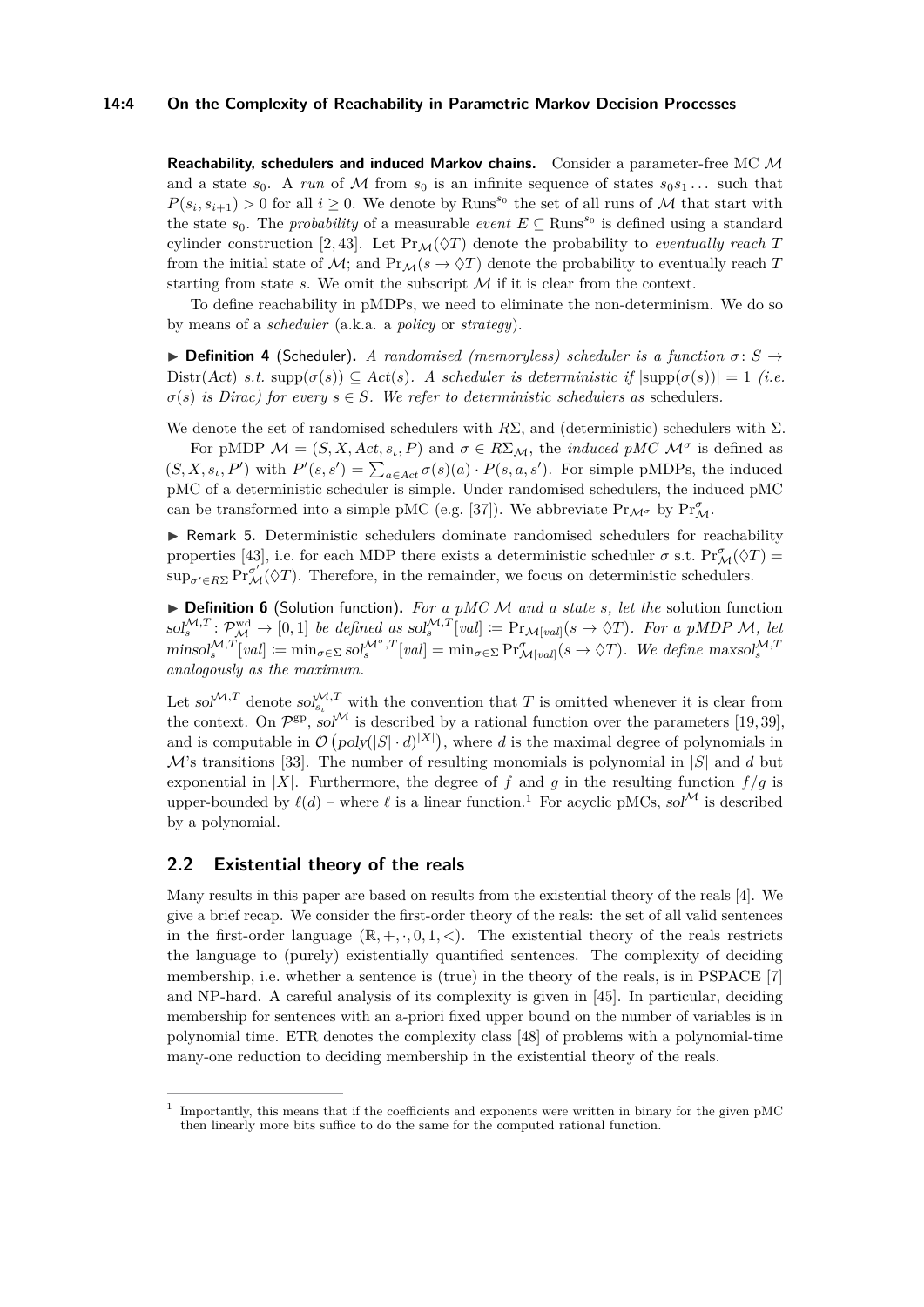**Reachability, schedulers and induced Markov chains.** Consider a parameter-free MC $\mathcal{M}$ and a state $s_0$. A *run* of $\mathcal{M}$ from $s_0$ is an infinite sequence of states $s_0 s_1 \ldots$ such that $P(s_i, s_{i+1}) > 0$ for all $i \geq 0$. We denote by $\text{Runs}^{s_0}$ the set of all runs of $\mathcal{M}$ that start with the state $s_0$. The *probability* of a measurable *event* $E \subseteq \text{Runs}^{s_0}$ is defined using a standard cylinder construction [2, 43]. Let $\Pr_{\mathcal{M}}(\lozenge T)$ denote the probability to *eventually reach* $T$ from the initial state of $\mathcal{M}$; and $\Pr_{\mathcal{M}}(s \to \lozenge T)$ denote the probability to eventually reach $T$ starting from state $s$. We omit the subscript $\mathcal{M}$ if it is clear from the context.

To define reachability in pMDPs, we need to eliminate the non-determinism. We do so by means of a *scheduler* (a.k.a. a *policy* or *strategy*).

▶ **Definition 4** (Scheduler). *A randomised (memoryless) scheduler is a function $\sigma \colon S \to \text{Distr}(Act)$ s.t. $\text{supp}(\sigma(s)) \subseteq Act(s)$. A scheduler is deterministic if $|\text{supp}(\sigma(s))| = 1$ (i.e. $\sigma(s)$ is Dirac) for every $s \in S$. We refer to deterministic schedulers as* schedulers*.*

We denote the set of randomised schedulers with $R\Sigma$, and (deterministic) schedulers with $\Sigma$.

For pMDP $\mathcal{M} = (S, X, Act, s_\iota, P)$ and $\sigma \in R\Sigma_{\mathcal{M}}$, the *induced pMC* $\mathcal{M}^\sigma$ is defined as $(S, X, s_\iota, P')$ with $P'(s, s') = \sum_{a \in Act} \sigma(s)(a) \cdot P(s, a, s')$. For simple pMDPs, the induced pMC of a deterministic scheduler is simple. Under randomised schedulers, the induced pMC can be transformed into a simple pMC (e.g. [37]). We abbreviate $\Pr_{\mathcal{M}^\sigma}$ by $\Pr^\sigma_{\mathcal{M}}$.

▶ Remark 5. Deterministic schedulers dominate randomised schedulers for reachability properties [43], i.e. for each MDP there exists a deterministic scheduler $\sigma$ s.t. $\Pr^\sigma_{\mathcal{M}}(\lozenge T) = \sup_{\sigma' \in R\Sigma} \Pr^{\sigma'}_{\mathcal{M}}(\lozenge T)$. Therefore, in the remainder, we focus on deterministic schedulers.

▶ **Definition 6** (Solution function). *For a pMC $\mathcal{M}$ and a state $s$, let the* solution function *$sol^{\mathcal{M},T}_s \colon \mathcal{P}^{\text{wd}}_{\mathcal{M}} \to [0,1]$ be defined as $sol^{\mathcal{M},T}_s[val] \coloneqq \Pr_{\mathcal{M}[val]}(s \to \lozenge T)$. For a pMDP $\mathcal{M}$, let $minsol^{\mathcal{M},T}_s[val] \coloneqq \min_{\sigma \in \Sigma} sol^{\mathcal{M}^\sigma,T}_s[val] = \min_{\sigma \in \Sigma} \Pr^\sigma_{\mathcal{M}[val]}(s \to \lozenge T)$. We define $maxsol^{\mathcal{M},T}_s$ analogously as the maximum.*

Let $sol^{\mathcal{M},T}$ denote $sol^{\mathcal{M},T}_{s_\iota}$ with the convention that $T$ is omitted whenever it is clear from the context. On $\mathcal{P}^{\text{gp}}$, $sol^{\mathcal{M}}$ is described by a rational function over the parameters [19, 39], and is computable in $\mathcal{O}\left(poly(|S| \cdot d)^{|X|}\right)$, where $d$ is the maximal degree of polynomials in $\mathcal{M}$'s transitions [33]. The number of resulting monomials is polynomial in $|S|$ and $d$ but exponential in $|X|$. Furthermore, the degree of $f$ and $g$ in the resulting function $f/g$ is upper-bounded by $\ell(d)$ – where $\ell$ is a linear function.[1] For acyclic pMCs, $sol^{\mathcal{M}}$ is described by a polynomial.

## 2.2 Existential theory of the reals

Many results in this paper are based on results from the existential theory of the reals [4]. We give a brief recap. We consider the first-order theory of the reals: the set of all valid sentences in the first-order language $(\mathbb{R}, +, \cdot, 0, 1, <)$. The existential theory of the reals restricts the language to (purely) existentially quantified sentences. The complexity of deciding membership, i.e. whether a sentence is (true) in the theory of the reals, is in PSPACE [7] and NP-hard. A careful analysis of its complexity is given in [45]. In particular, deciding membership for sentences with an a-priori fixed upper bound on the number of variables is in polynomial time. ETR denotes the complexity class [48] of problems with a polynomial-time many-one reduction to deciding membership in the existential theory of the reals.

---

[1] Importantly, this means that if the coefficients and exponents were written in binary for the given pMC then linearly more bits suffice to do the same for the computed rational function.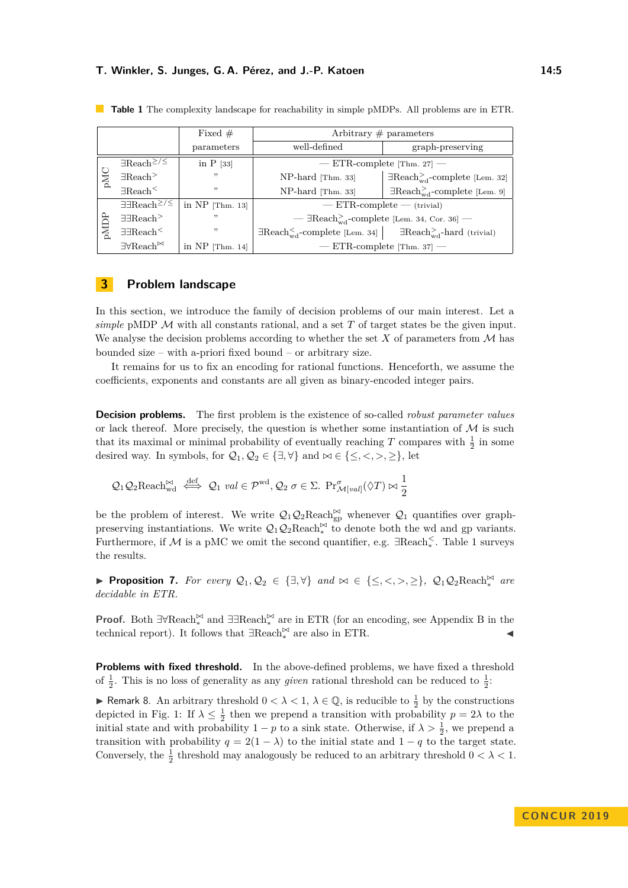**Table 1** The complexity landscape for reachability in simple pMDPs. All problems are in ETR.

| | | Fixed # parameters | Arbitrary # parameters | |
|---|---|---|---|---|
| | | | well-defined | graph-preserving |
| pMC | $\exists\text{Reach}^{\geq/\leq}$ | in P [33] | — ETR-complete [Thm. 27] — | |
| | $\exists\text{Reach}^{>}$ | ” | NP-hard [Thm. 33] | $\exists\text{Reach}^{>}_{\text{wd}}$-complete [Lem. 32] |
| | $\exists\text{Reach}^{<}$ | ” | NP-hard [Thm. 33] | $\exists\text{Reach}^{>}_{\text{wd}}$-complete [Lem. 9] |
| pMDP | $\exists\exists\text{Reach}^{\geq/\leq}$ | in NP [Thm. 13] | — ETR-complete — (trivial) | |
| | $\exists\exists\text{Reach}^{>}$ | ” | — $\exists\text{Reach}^{>}_{\text{wd}}$-complete [Lem. 34, Cor. 36] — | |
| | $\exists\exists\text{Reach}^{<}$ | ” | $\exists\text{Reach}^{<}_{\text{wd}}$-complete [Lem. 34] | $\exists\text{Reach}^{>}_{\text{wd}}$-hard (trivial) |
| | $\exists\forall\text{Reach}^{\bowtie}$ | in NP [Thm. 14] | — ETR-complete [Thm. 37] — | |

## 3 Problem landscape

In this section, we introduce the family of decision problems of our main interest. Let a *simple* pMDP $\mathcal{M}$ with all constants rational, and a set $T$ of target states be the given input. We analyse the decision problems according to whether the set $X$ of parameters from $\mathcal{M}$ has bounded size – with a-priori fixed bound – or arbitrary size.

It remains for us to fix an encoding for rational functions. Henceforth, we assume the coefficients, exponents and constants are all given as binary-encoded integer pairs.

**Decision problems.** The first problem is the existence of so-called *robust parameter values* or lack thereof. More precisely, the question is whether some instantiation of $\mathcal{M}$ is such that its maximal or minimal probability of eventually reaching $T$ compares with $\frac{1}{2}$ in some desired way. In symbols, for $\mathcal{Q}_1, \mathcal{Q}_2 \in \{\exists, \forall\}$ and $\bowtie \in \{\leq, <, >, \geq\}$, let

$$\mathcal{Q}_1\mathcal{Q}_2\text{Reach}^{\bowtie}_{\text{wd}} \overset{\text{def}}{\iff} \mathcal{Q}_1 \; val \in \mathcal{P}^{\text{wd}}, \mathcal{Q}_2 \; \sigma \in \Sigma. \; \Pr^{\sigma}_{\mathcal{M}[val]}(\Diamond T) \bowtie \frac{1}{2}$$

be the problem of interest. We write $\mathcal{Q}_1\mathcal{Q}_2\text{Reach}^{\bowtie}_{\text{gp}}$ whenever $\mathcal{Q}_1$ quantifies over graph-preserving instantiations. We write $\mathcal{Q}_1\mathcal{Q}_2\text{Reach}^{\bowtie}_{*}$ to denote both the wd and gp variants. Furthermore, if $\mathcal{M}$ is a pMC we omit the second quantifier, e.g. $\exists\text{Reach}^{<}_{*}$. Table 1 surveys the results.

▶ **Proposition 7.** *For every $\mathcal{Q}_1, \mathcal{Q}_2 \in \{\exists, \forall\}$ and $\bowtie \in \{\leq, <, >, \geq\}$, $\mathcal{Q}_1\mathcal{Q}_2\text{Reach}^{\bowtie}_{*}$ are decidable in ETR.*

**Proof.** Both $\exists\forall\text{Reach}^{\bowtie}_{*}$ and $\exists\exists\text{Reach}^{\bowtie}_{*}$ are in ETR (for an encoding, see Appendix B in the technical report). It follows that $\exists\text{Reach}^{\bowtie}_{*}$ are also in ETR. ◀

**Problems with fixed threshold.** In the above-defined problems, we have fixed a threshold of $\frac{1}{2}$. This is no loss of generality as any *given* rational threshold can be reduced to $\frac{1}{2}$:

▶ Remark 8. An arbitrary threshold $0 < \lambda < 1$, $\lambda \in \mathbb{Q}$, is reducible to $\frac{1}{2}$ by the constructions depicted in Fig. 1: If $\lambda \leq \frac{1}{2}$ then we prepend a transition with probability $p = 2\lambda$ to the initial state and with probability $1 - p$ to a sink state. Otherwise, if $\lambda > \frac{1}{2}$, we prepend a transition with probability $q = 2(1 - \lambda)$ to the initial state and $1 - q$ to the target state. Conversely, the $\frac{1}{2}$ threshold may analogously be reduced to an arbitrary threshold $0 < \lambda < 1$.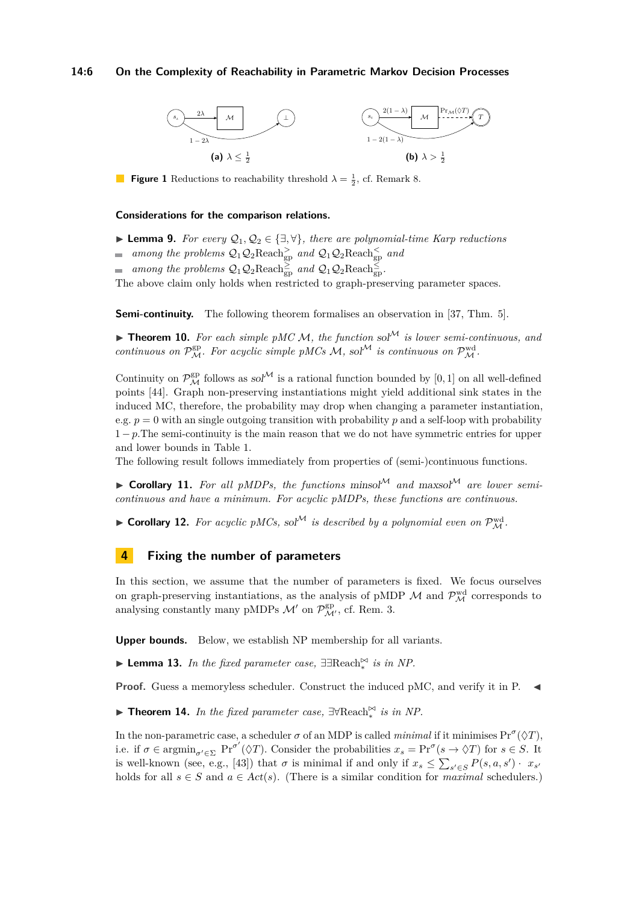**(a)** $\lambda \leq \frac{1}{2}$ **(b)** $\lambda > \frac{1}{2}$

**Figure 1** Reductions to reachability threshold $\lambda = \frac{1}{2}$, cf. Remark 8.

**Considerations for the comparison relations.**

▶ **Lemma 9.** *For every $\mathcal{Q}_1, \mathcal{Q}_2 \in \{\exists, \forall\}$, there are polynomial-time Karp reductions*

- *among the problems $\mathcal{Q}_1\mathcal{Q}_2\text{Reach}^{>}_{\text{gp}}$ and $\mathcal{Q}_1\mathcal{Q}_2\text{Reach}^{<}_{\text{gp}}$ and*
- *among the problems $\mathcal{Q}_1\mathcal{Q}_2\text{Reach}^{\geq}_{\text{gp}}$ and $\mathcal{Q}_1\mathcal{Q}_2\text{Reach}^{\leq}_{\text{gp}}$.*

The above claim only holds when restricted to graph-preserving parameter spaces.

**Semi-continuity.** The following theorem formalises an observation in [37, Thm. 5].

▶ **Theorem 10.** *For each simple pMC $\mathcal{M}$, the function $sol^{\mathcal{M}}$ is lower semi-continuous, and continuous on $\mathcal{P}^{\text{gp}}_{\mathcal{M}}$. For acyclic simple pMCs $\mathcal{M}$, $sol^{\mathcal{M}}$ is continuous on $\mathcal{P}^{\text{wd}}_{\mathcal{M}}$.*

Continuity on $\mathcal{P}^{\text{gp}}_{\mathcal{M}}$ follows as $sol^{\mathcal{M}}$ is a rational function bounded by $[0, 1]$ on all well-defined points [44]. Graph non-preserving instantiations might yield additional sink states in the induced MC, therefore, the probability may drop when changing a parameter instantiation, e.g. $p = 0$ with an single outgoing transition with probability $p$ and a self-loop with probability $1-p$.The semi-continuity is the main reason that we do not have symmetric entries for upper and lower bounds in Table 1.
The following result follows immediately from properties of (semi-)continuous functions.

▶ **Corollary 11.** *For all pMDPs, the functions $minsol^{\mathcal{M}}$ and $maxsol^{\mathcal{M}}$ are lower semi-continuous and have a minimum. For acyclic pMDPs, these functions are continuous.*

▶ **Corollary 12.** *For acyclic pMCs, $sol^{\mathcal{M}}$ is described by a polynomial even on $\mathcal{P}^{\text{wd}}_{\mathcal{M}}$.*

## 4 Fixing the number of parameters

In this section, we assume that the number of parameters is fixed. We focus ourselves on graph-preserving instantiations, as the analysis of pMDP $\mathcal{M}$ and $\mathcal{P}^{\text{wd}}_{\mathcal{M}}$ corresponds to analysing constantly many pMDPs $\mathcal{M}'$ on $\mathcal{P}^{\text{gp}}_{\mathcal{M}'}$, cf. Rem. 3.

**Upper bounds.** Below, we establish NP membership for all variants.

▶ **Lemma 13.** *In the fixed parameter case, $\exists\exists\text{Reach}^{\bowtie}_{*}$ is in NP.*

**Proof.** Guess a memoryless scheduler. Construct the induced pMC, and verify it in P. ◀

▶ **Theorem 14.** *In the fixed parameter case, $\exists\forall\text{Reach}^{\bowtie}_{*}$ is in NP.*

In the non-parametric case, a scheduler $\sigma$ of an MDP is called *minimal* if it minimises $\Pr^{\sigma}(\lozenge T)$, i.e. if $\sigma \in \text{argmin}_{\sigma' \in \Sigma} \Pr^{\sigma'}(\lozenge T)$. Consider the probabilities $x_s = \Pr^{\sigma}(s \to \lozenge T)$ for $s \in S$. It is well-known (see, e.g., [43]) that $\sigma$ is minimal if and only if $x_s \leq \sum_{s' \in S} P(s, a, s') \cdot x_{s'}$ holds for all $s \in S$ and $a \in Act(s)$. (There is a similar condition for *maximal* schedulers.)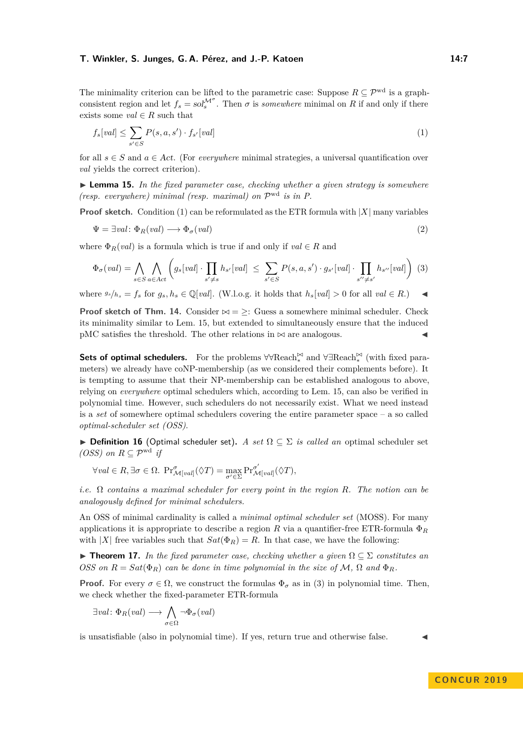The minimality criterion can be lifted to the parametric case: Suppose $R \subseteq \mathcal{P}^{\mathrm{wd}}$ is a graph-consistent region and let $f_s = sol_s^{\mathcal{M}^\sigma}$. Then $\sigma$ is *somewhere* minimal on $R$ if and only if there exists some $val \in R$ such that

$$f_s[val] \leq \sum_{s' \in S} P(s, a, s') \cdot f_{s'}[val] \tag{1}$$

for all $s \in S$ and $a \in Act$. (For *everywhere* minimal strategies, a universal quantification over $val$ yields the correct criterion).

▶ **Lemma 15.** *In the fixed parameter case, checking whether a given strategy is somewhere (resp. everywhere) minimal (resp. maximal) on $\mathcal{P}^{\mathrm{wd}}$ is in P.*

**Proof sketch.** Condition (1) can be reformulated as the ETR formula with $|X|$ many variables

$$\Psi = \exists val \colon \Phi_R(val) \longrightarrow \Phi_\sigma(val) \tag{2}$$

where $\Phi_R(val)$ is a formula which is true if and only if $val \in R$ and

$$\Phi_\sigma(val) = \bigwedge_{s \in S} \bigwedge_{a \in Act} \left( g_s[val] \cdot \prod_{s' \neq s} h_{s'}[val] \;\leq\; \sum_{s' \in S} P(s, a, s') \cdot g_{s'}[val] \cdot \prod_{s'' \neq s'} h_{s''}[val] \right) \tag{3}$$

where $g_s/h_s = f_s$ for $g_s, h_s \in \mathbb{Q}[val]$. (W.l.o.g. it holds that $h_s[val] > 0$ for all $val \in R$.) ◀

**Proof sketch of Thm. 14.** Consider $\bowtie = \geq$: Guess a somewhere minimal scheduler. Check its minimality similar to Lem. 15, but extended to simultaneously ensure that the induced pMC satisfies the threshold. The other relations in $\bowtie$ are analogous. ◀

**Sets of optimal schedulers.** For the problems $\forall\forall\mathrm{Reach}_*^{\bowtie}$ and $\forall\exists\mathrm{Reach}_*^{\bowtie}$ (with fixed parameters) we already have coNP-membership (as we considered their complements before). It is tempting to assume that their NP-membership can be established analogous to above, relying on *everywhere* optimal schedulers which, according to Lem. 15, can also be verified in polynomial time. However, such schedulers do not necessarily exist. What we need instead is a *set* of somewhere optimal schedulers covering the entire parameter space – a so called *optimal-scheduler set (OSS)*.

▶ **Definition 16** (Optimal scheduler set). *A set $\Omega \subseteq \Sigma$ is called an* optimal scheduler set *(OSS) on $R \subseteq \mathcal{P}^{\mathrm{wd}}$ if*

$$\forall val \in R, \exists \sigma \in \Omega.\ \mathrm{Pr}^{\sigma}_{\mathcal{M}[val]}(\lozenge T) = \max_{\sigma' \in \Sigma} \mathrm{Pr}^{\sigma'}_{\mathcal{M}[val]}(\lozenge T),$$

*i.e. $\Omega$ contains a maximal scheduler for every point in the region $R$. The notion can be analogously defined for minimal schedulers.*

An OSS of minimal cardinality is called a *minimal optimal scheduler set* (MOSS). For many applications it is appropriate to describe a region $R$ via a quantifier-free ETR-formula $\Phi_R$ with $|X|$ free variables such that $Sat(\Phi_R) = R$. In that case, we have the following:

▶ **Theorem 17.** *In the fixed parameter case, checking whether a given $\Omega \subseteq \Sigma$ constitutes an OSS on $R = Sat(\Phi_R)$ can be done in time polynomial in the size of $\mathcal{M}$, $\Omega$ and $\Phi_R$.*

**Proof.** For every $\sigma \in \Omega$, we construct the formulas $\Phi_\sigma$ as in (3) in polynomial time. Then, we check whether the fixed-parameter ETR-formula

$$\exists val \colon \Phi_R(val) \longrightarrow \bigwedge_{\sigma \in \Omega} \neg\Phi_\sigma(val)$$

is unsatisfiable (also in polynomial time). If yes, return true and otherwise false. ◀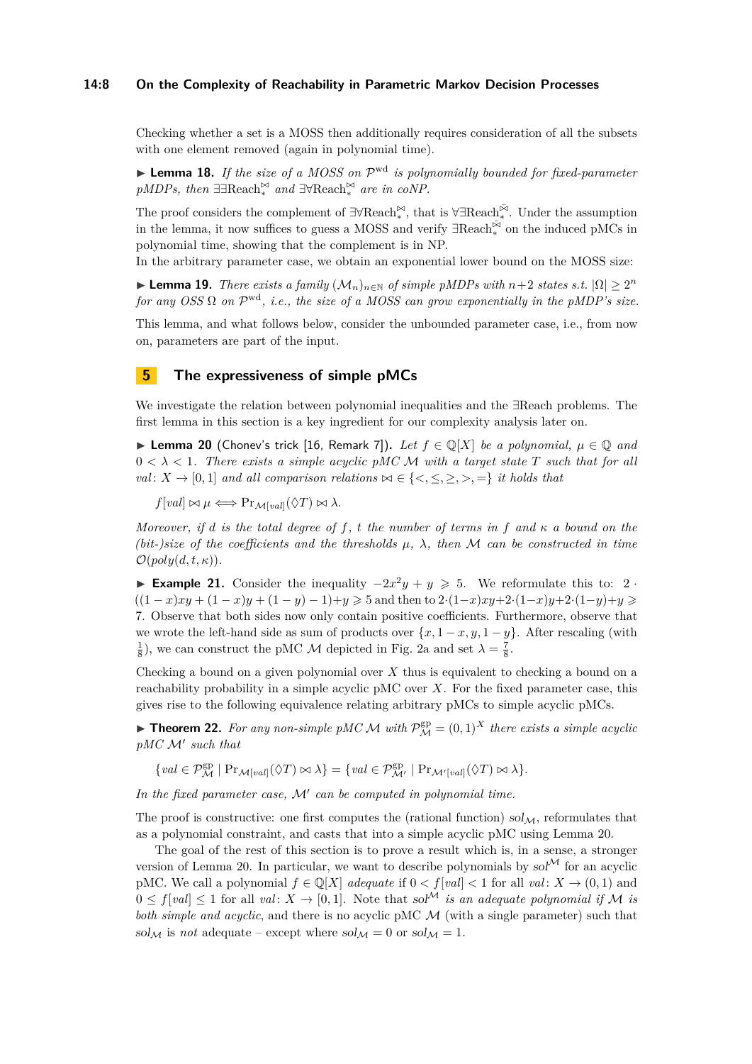Checking whether a set is a MOSS then additionally requires consideration of all the subsets with one element removed (again in polynomial time).

▶ **Lemma 18.** *If the size of a MOSS on $\mathcal{P}^{\mathrm{wd}}$ is polynomially bounded for fixed-parameter pMDPs, then $\exists\exists\mathrm{Reach}^{\bowtie}_{*}$ and $\exists\forall\mathrm{Reach}^{\bowtie}_{*}$ are in coNP.*

The proof considers the complement of $\exists\forall\mathrm{Reach}^{\bowtie}_{*}$, that is $\forall\exists\mathrm{Reach}^{\bar{\bowtie}}_{*}$. Under the assumption in the lemma, it now suffices to guess a MOSS and verify $\exists\mathrm{Reach}^{\bar{\bowtie}}_{*}$ on the induced pMCs in polynomial time, showing that the complement is in NP.

In the arbitrary parameter case, we obtain an exponential lower bound on the MOSS size:

▶ **Lemma 19.** *There exists a family $(\mathcal{M}_n)_{n\in\mathbb{N}}$ of simple pMDPs with $n+2$ states s.t. $|\Omega| \geq 2^n$ for any OSS $\Omega$ on $\mathcal{P}^{\mathrm{wd}}$, i.e., the size of a MOSS can grow exponentially in the pMDP's size.*

This lemma, and what follows below, consider the unbounded parameter case, i.e., from now on, parameters are part of the input.

## 5 The expressiveness of simple pMCs

We investigate the relation between polynomial inequalities and the $\exists$Reach problems. The first lemma in this section is a key ingredient for our complexity analysis later on.

▶ **Lemma 20** (Chonev's trick [16, Remark 7])**.** *Let $f \in \mathbb{Q}[X]$ be a polynomial, $\mu \in \mathbb{Q}$ and $0 < \lambda < 1$. There exists a simple acyclic pMC $\mathcal{M}$ with a target state $T$ such that for all $val\colon X \to [0,1]$ and all comparison relations $\bowtie \in \{<,\leq,\geq,>,=\}$ it holds that*

$$f[val] \bowtie \mu \iff \Pr_{\mathcal{M}[val]}(\Diamond T) \bowtie \lambda.$$

*Moreover, if $d$ is the total degree of $f$, $t$ the number of terms in $f$ and $\kappa$ a bound on the (bit-)size of the coefficients and the thresholds $\mu$, $\lambda$, then $\mathcal{M}$ can be constructed in time $\mathcal{O}(poly(d,t,\kappa))$.*

▶ **Example 21.** Consider the inequality $-2x^2y + y \geqslant 5$. We reformulate this to: $2 \cdot ((1-x)xy + (1-y) - 1) + y \geqslant 5$ and then to $2\cdot(1-x)xy + 2\cdot(1-x)y + 2\cdot(1-y) + y \geqslant 7$. Observe that both sides now only contain positive coefficients. Furthermore, observe that we wrote the left-hand side as sum of products over $\{x, 1-x, y, 1-y\}$. After rescaling (with $\frac{1}{8}$), we can construct the pMC $\mathcal{M}$ depicted in Fig. 2a and set $\lambda = \frac{7}{8}$.

Checking a bound on a given polynomial over $X$ thus is equivalent to checking a bound on a reachability probability in a simple acyclic pMC over $X$. For the fixed parameter case, this gives rise to the following equivalence relating arbitrary pMCs to simple acyclic pMCs.

▶ **Theorem 22.** *For any non-simple pMC $\mathcal{M}$ with $\mathcal{P}^{\mathrm{gp}}_{\mathcal{M}} = (0,1)^X$ there exists a simple acyclic pMC $\mathcal{M}'$ such that*

$$\{val \in \mathcal{P}^{\mathrm{gp}}_{\mathcal{M}} \mid \Pr_{\mathcal{M}[val]}(\Diamond T) \bowtie \lambda\} = \{val \in \mathcal{P}^{\mathrm{gp}}_{\mathcal{M}'} \mid \Pr_{\mathcal{M}'[val]}(\Diamond T) \bowtie \lambda\}.$$

*In the fixed parameter case, $\mathcal{M}'$ can be computed in polynomial time.*

The proof is constructive: one first computes the (rational function) $sol_{\mathcal{M}}$, reformulates that as a polynomial constraint, and casts that into a simple acyclic pMC using Lemma 20.

The goal of the rest of this section is to prove a result which is, in a sense, a stronger version of Lemma 20. In particular, we want to describe polynomials by $sol^{\mathcal{M}}$ for an acyclic pMC. We call a polynomial $f \in \mathbb{Q}[X]$ *adequate* if $0 < f[val] < 1$ for all $val\colon X \to (0,1)$ and $0 \leq f[val] \leq 1$ for all $val\colon X \to [0,1]$. Note that *$sol^{\mathcal{M}}$ is an adequate polynomial if $\mathcal{M}$ is both simple and acyclic*, and there is no acyclic pMC $\mathcal{M}$ (with a single parameter) such that $sol_{\mathcal{M}}$ is *not* adequate – except where $sol_{\mathcal{M}} = 0$ or $sol_{\mathcal{M}} = 1$.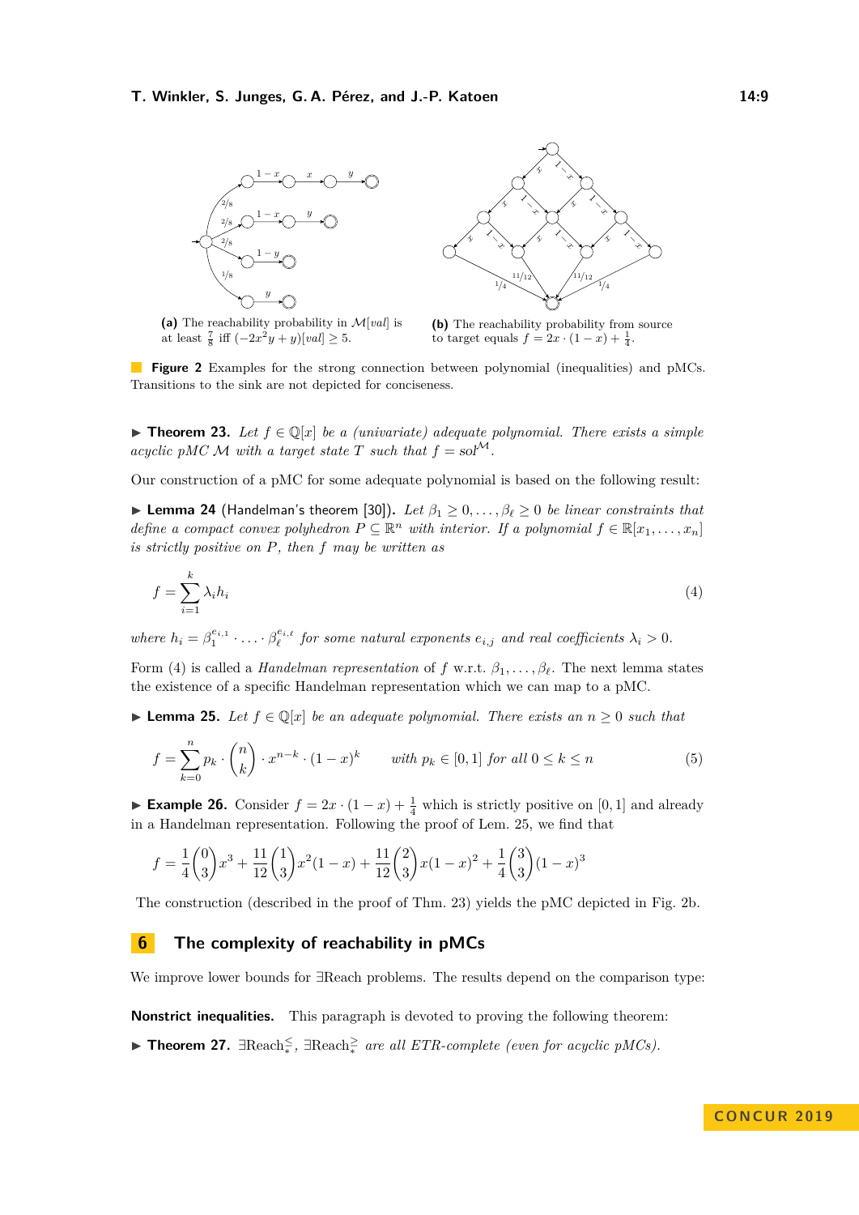**(a)** The reachability probability in $\mathcal{M}[val]$ is at least $\frac{7}{8}$ iff $(-2x^2y + y)[val] \geq 5$.

**(b)** The reachability probability from source to target equals $f = 2x \cdot (1-x) + \frac{1}{4}$.

**Figure 2** Examples for the strong connection between polynomial (inequalities) and pMCs. Transitions to the sink are not depicted for conciseness.

▶ **Theorem 23.** *Let $f \in \mathbb{Q}[x]$ be a (univariate) adequate polynomial. There exists a simple acyclic pMC $\mathcal{M}$ with a target state $T$ such that $f = sol^{\mathcal{M}}$.*

Our construction of a pMC for some adequate polynomial is based on the following result:

▶ **Lemma 24** (Handelman's theorem [30])**.** *Let $\beta_1 \geq 0, \ldots, \beta_\ell \geq 0$ be linear constraints that define a compact convex polyhedron $P \subseteq \mathbb{R}^n$ with interior. If a polynomial $f \in \mathbb{R}[x_1, \ldots, x_n]$ is strictly positive on $P$, then $f$ may be written as*

$$f = \sum_{i=1}^{k} \lambda_i h_i \tag{4}$$

*where $h_i = \beta_1^{e_{i,1}} \cdot \ldots \cdot \beta_\ell^{e_{i,\ell}}$ for some natural exponents $e_{i,j}$ and real coefficients $\lambda_i > 0$.*

Form (4) is called a *Handelman representation* of $f$ w.r.t. $\beta_1, \ldots, \beta_\ell$. The next lemma states the existence of a specific Handelman representation which we can map to a pMC.

▶ **Lemma 25.** *Let $f \in \mathbb{Q}[x]$ be an adequate polynomial. There exists an $n \geq 0$ such that*

$$f = \sum_{k=0}^{n} p_k \cdot \binom{n}{k} \cdot x^{n-k} \cdot (1-x)^k \qquad \text{with } p_k \in [0,1] \text{ for all } 0 \leq k \leq n \tag{5}$$

▶ **Example 26.** Consider $f = 2x \cdot (1-x) + \frac{1}{4}$ which is strictly positive on $[0,1]$ and already in a Handelman representation. Following the proof of Lem. 25, we find that

$$f = \frac{1}{4}\binom{0}{3}x^3 + \frac{11}{12}\binom{1}{3}x^2(1-x) + \frac{11}{12}\binom{2}{3}x(1-x)^2 + \frac{1}{4}\binom{3}{3}(1-x)^3$$

The construction (described in the proof of Thm. 23) yields the pMC depicted in Fig. 2b.

## 6 The complexity of reachability in pMCs

We improve lower bounds for $\exists$Reach problems. The results depend on the comparison type:

**Nonstrict inequalities.** This paragraph is devoted to proving the following theorem:

▶ **Theorem 27.** *$\exists\text{Reach}_*^{\leq}$, $\exists\text{Reach}_*^{\geq}$ are all ETR-complete (even for acyclic pMCs).*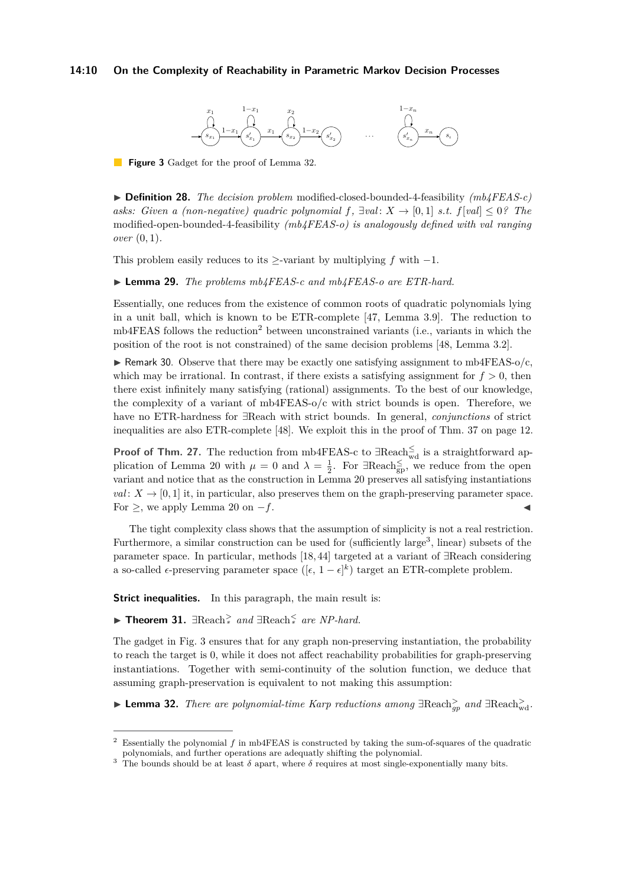**Figure 3** Gadget for the proof of Lemma 32.

▶ **Definition 28.** *The decision problem* modified-closed-bounded-4-feasibility *(mb4FEAS-c) asks: Given a (non-negative) quadric polynomial $f$, $\exists val\colon X \to [0,1]$ s.t. $f[val] \leq 0$? The* modified-open-bounded-4-feasibility *(mb4FEAS-o) is analogously defined with $val$ ranging over $(0,1)$.*

This problem easily reduces to its $\geq$-variant by multiplying $f$ with $-1$.

▶ **Lemma 29.** *The problems mb4FEAS-c and mb4FEAS-o are ETR-hard.*

Essentially, one reduces from the existence of common roots of quadratic polynomials lying in a unit ball, which is known to be ETR-complete [47, Lemma 3.9]. The reduction to mb4FEAS follows the reduction[2] between unconstrained variants (i.e., variants in which the position of the root is not constrained) of the same decision problems [48, Lemma 3.2].

▶ Remark 30. Observe that there may be exactly one satisfying assignment to mb4FEAS-o/c, which may be irrational. In contrast, if there exists a satisfying assignment for $f > 0$, then there exist infinitely many satisfying (rational) assignments. To the best of our knowledge, the complexity of a variant of mb4FEAS-o/c with strict bounds is open. Therefore, we have no ETR-hardness for $\exists$Reach with strict bounds. In general, *conjunctions* of strict inequalities are also ETR-complete [48]. We exploit this in the proof of Thm. 37 on page 12.

**Proof of Thm. 27.** The reduction from mb4FEAS-c to $\exists\text{Reach}^{\leq}_{\text{wd}}$ is a straightforward application of Lemma 20 with $\mu = 0$ and $\lambda = \frac{1}{2}$. For $\exists\text{Reach}^{\leq}_{\text{gp}}$, we reduce from the open variant and notice that as the construction in Lemma 20 preserves all satisfying instantiations $val\colon X \to [0,1]$ it, in particular, also preserves them on the graph-preserving parameter space. For $\geq$, we apply Lemma 20 on $-f$. ◀

The tight complexity class shows that the assumption of simplicity is not a real restriction. Furthermore, a similar construction can be used for (sufficiently large[3], linear) subsets of the parameter space. In particular, methods [18, 44] targeted at a variant of $\exists$Reach considering a so-called $\epsilon$-preserving parameter space ($[\epsilon, 1-\epsilon]^k$) target an ETR-complete problem.

**Strict inequalities.** In this paragraph, the main result is:

▶ **Theorem 31.** $\exists\text{Reach}^{>}_{*}$ *and* $\exists\text{Reach}^{<}_{*}$ *are NP-hard.*

The gadget in Fig. 3 ensures that for any graph non-preserving instantiation, the probability to reach the target is 0, while it does not affect reachability probabilities for graph-preserving instantiations. Together with semi-continuity of the solution function, we deduce that assuming graph-preservation is equivalent to not making this assumption:

▶ **Lemma 32.** *There are polynomial-time Karp reductions among* $\exists\text{Reach}^{>}_{gp}$ *and* $\exists\text{Reach}^{>}_{\text{wd}}$*.*

[2] Essentially the polynomial $f$ in mb4FEAS is constructed by taking the sum-of-squares of the quadratic polynomials, and further operations are adequatly shifting the polynomial.

[3] The bounds should be at least $\delta$ apart, where $\delta$ requires at most single-exponentially many bits.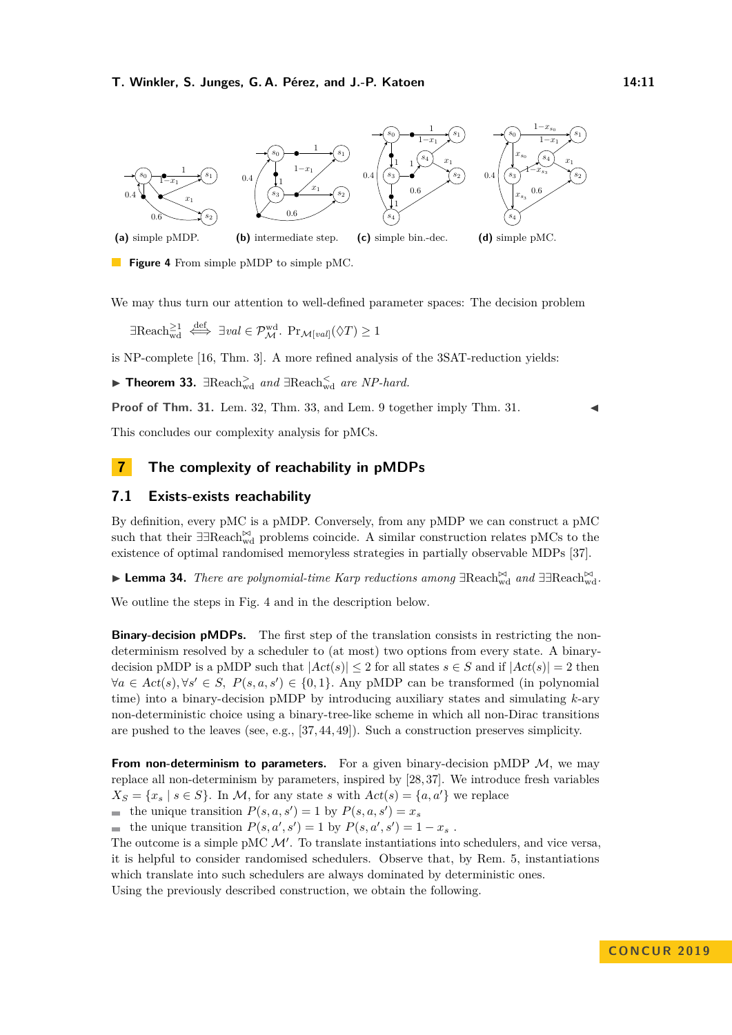**(a)** simple pMDP. **(b)** intermediate step. **(c)** simple bin.-dec. **(d)** simple pMC.

**Figure 4** From simple pMDP to simple pMC.

We may thus turn our attention to well-defined parameter spaces: The decision problem

$$\exists\text{Reach}^{\geq 1}_{\text{wd}} \overset{\text{def}}{\iff} \exists val \in \mathcal{P}^{\text{wd}}_{\mathcal{M}}.\ \Pr_{\mathcal{M}[val]}(\lozenge T) \geq 1$$

is NP-complete [16, Thm. 3]. A more refined analysis of the 3SAT-reduction yields:

▶ **Theorem 33.** *$\exists\text{Reach}^{>}_{\text{wd}}$ and $\exists\text{Reach}^{<}_{\text{wd}}$ are NP-hard.*

**Proof of Thm. 31.** Lem. 32, Thm. 33, and Lem. 9 together imply Thm. 31. ◀

This concludes our complexity analysis for pMCs.

## 7 The complexity of reachability in pMDPs

### 7.1 Exists-exists reachability

By definition, every pMC is a pMDP. Conversely, from any pMDP we can construct a pMC such that their $\exists\exists\text{Reach}^{\bowtie}_{\text{wd}}$ problems coincide. A similar construction relates pMCs to the existence of optimal randomised memoryless strategies in partially observable MDPs [37].

▶ **Lemma 34.** *There are polynomial-time Karp reductions among $\exists\text{Reach}^{\bowtie}_{\text{wd}}$ and $\exists\exists\text{Reach}^{\bowtie}_{\text{wd}}$.*

We outline the steps in Fig. 4 and in the description below.

**Binary-decision pMDPs.** The first step of the translation consists in restricting the non-determinism resolved by a scheduler to (at most) two options from every state. A binary-decision pMDP is a pMDP such that $|Act(s)| \leq 2$ for all states $s \in S$ and if $|Act(s)| = 2$ then $\forall a \in Act(s), \forall s' \in S,\ P(s, a, s') \in \{0, 1\}$. Any pMDP can be transformed (in polynomial time) into a binary-decision pMDP by introducing auxiliary states and simulating $k$-ary non-deterministic choice using a binary-tree-like scheme in which all non-Dirac transitions are pushed to the leaves (see, e.g., [37, 44, 49]). Such a construction preserves simplicity.

**From non-determinism to parameters.** For a given binary-decision pMDP $\mathcal{M}$, we may replace all non-determinism by parameters, inspired by [28, 37]. We introduce fresh variables $X_S = \{x_s \mid s \in S\}$. In $\mathcal{M}$, for any state $s$ with $Act(s) = \{a, a'\}$ we replace

- the unique transition $P(s, a, s') = 1$ by $P(s, a, s') = x_s$
- the unique transition $P(s, a', s') = 1$ by $P(s, a', s') = 1 - x_s$ .

The outcome is a simple pMC $\mathcal{M}'$. To translate instantiations into schedulers, and vice versa, it is helpful to consider randomised schedulers. Observe that, by Rem. 5, instantiations which translate into such schedulers are always dominated by deterministic ones.
Using the previously described construction, we obtain the following.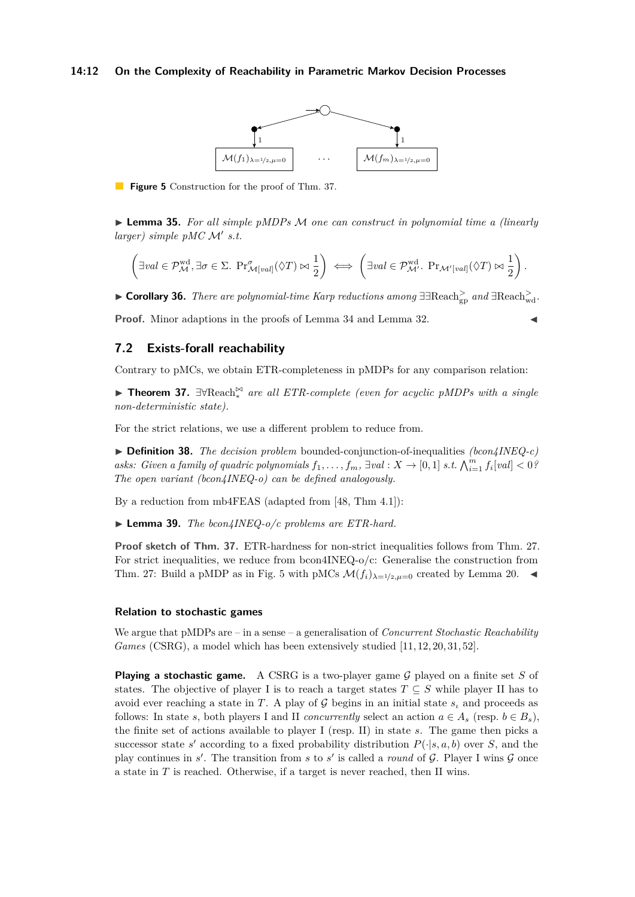**Figure 5** Construction for the proof of Thm. 37.

▶ **Lemma 35.** *For all simple pMDPs $\mathcal{M}$ one can construct in polynomial time a (linearly larger) simple pMC $\mathcal{M}'$ s.t.*

$$\left(\exists val \in \mathcal{P}^{\mathrm{wd}}_{\mathcal{M}}, \exists \sigma \in \Sigma.\ \Pr^{\sigma}_{\mathcal{M}[val]}(\Diamond T) \bowtie \frac{1}{2}\right) \iff \left(\exists val \in \mathcal{P}^{\mathrm{wd}}_{\mathcal{M}'}.\ \Pr_{\mathcal{M}'[val]}(\Diamond T) \bowtie \frac{1}{2}\right).$$

▶ **Corollary 36.** *There are polynomial-time Karp reductions among $\exists\exists\mathrm{Reach}^{>}_{\mathrm{gp}}$ and $\exists\mathrm{Reach}^{>}_{\mathrm{wd}}$.*

**Proof.** Minor adaptions in the proofs of Lemma 34 and Lemma 32. ◀

## 7.2 Exists-forall reachability

Contrary to pMCs, we obtain ETR-completeness in pMDPs for any comparison relation:

▶ **Theorem 37.** *$\exists\forall\mathrm{Reach}^{\bowtie}_{*}$ are all ETR-complete (even for acyclic pMDPs with a single non-deterministic state).*

For the strict relations, we use a different problem to reduce from.

▶ **Definition 38.** *The decision problem* bounded-conjunction-of-inequalities *(bcon4INEQ-c) asks: Given a family of quadric polynomials $f_1, \ldots, f_m$, $\exists val : X \to [0,1]$ s.t. $\bigwedge_{i=1}^{m} f_i[val] < 0$? The open variant (bcon4INEQ-o) can be defined analogously.*

By a reduction from mb4FEAS (adapted from [48, Thm 4.1]):

▶ **Lemma 39.** *The bcon4INEQ-o/c problems are ETR-hard.*

**Proof sketch of Thm. 37.** ETR-hardness for non-strict inequalities follows from Thm. 27. For strict inequalities, we reduce from bcon4INEQ-o/c: Generalise the construction from Thm. 27: Build a pMDP as in Fig. 5 with pMCs $\mathcal{M}(f_i)_{\lambda=1/2,\mu=0}$ created by Lemma 20. ◀

### Relation to stochastic games

We argue that pMDPs are – in a sense – a generalisation of *Concurrent Stochastic Reachability Games* (CSRG), a model which has been extensively studied [11,12,20,31,52].

**Playing a stochastic game.** A CSRG is a two-player game $\mathcal{G}$ played on a finite set $S$ of states. The objective of player I is to reach a target states $T \subseteq S$ while player II has to avoid ever reaching a state in $T$. A play of $\mathcal{G}$ begins in an initial state $s_\iota$ and proceeds as follows: In state $s$, both players I and II *concurrently* select an action $a \in A_s$ (resp. $b \in B_s$), the finite set of actions available to player I (resp. II) in state $s$. The game then picks a successor state $s'$ according to a fixed probability distribution $P(\cdot|s,a,b)$ over $S$, and the play continues in $s'$. The transition from $s$ to $s'$ is called a *round* of $\mathcal{G}$. Player I wins $\mathcal{G}$ once a state in $T$ is reached. Otherwise, if a target is never reached, then II wins.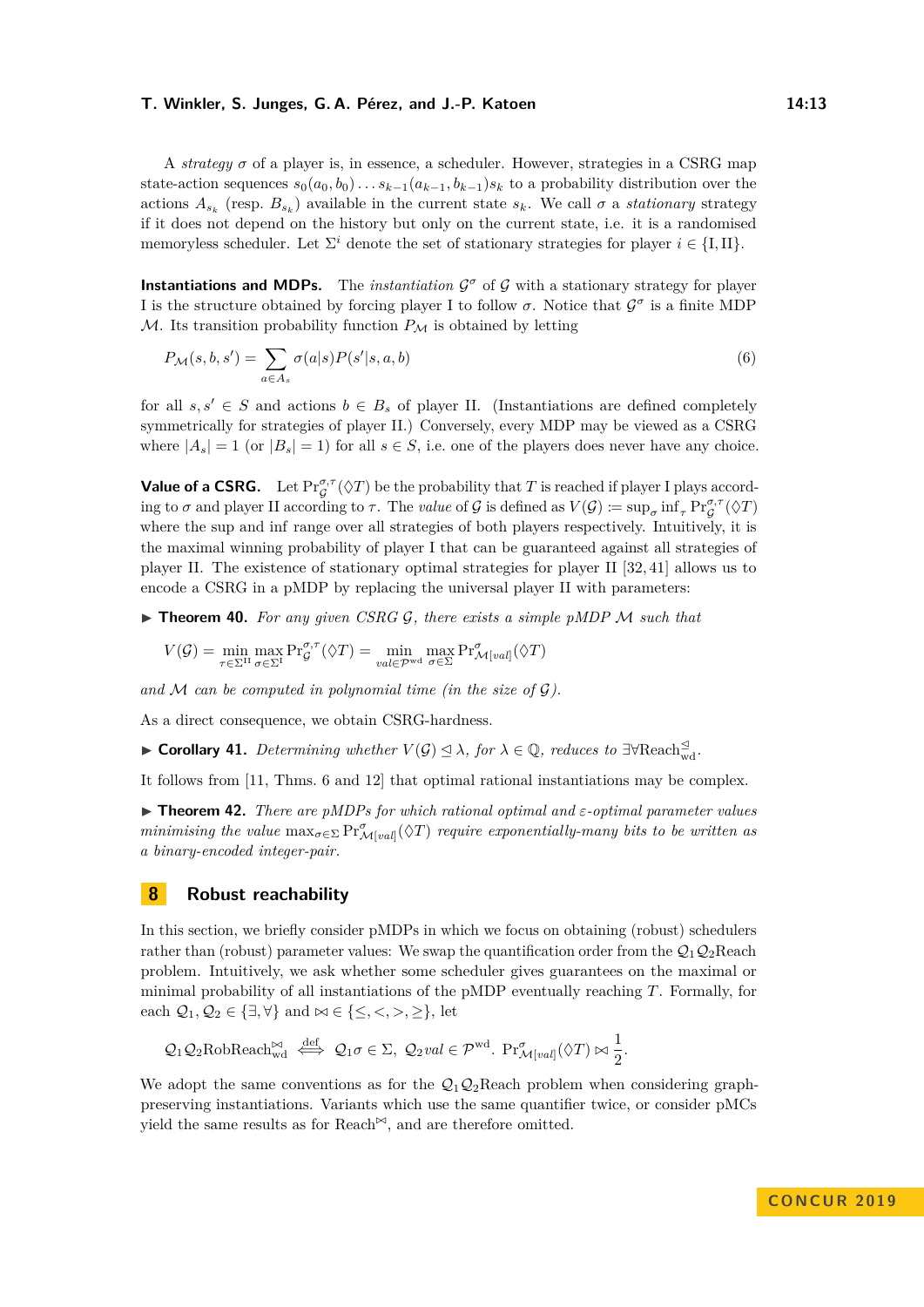A *strategy* $\sigma$ of a player is, in essence, a scheduler. However, strategies in a CSRG map state-action sequences $s_0(a_0, b_0) \ldots s_{k-1}(a_{k-1}, b_{k-1})s_k$ to a probability distribution over the actions $A_{s_k}$ (resp. $B_{s_k}$) available in the current state $s_k$. We call $\sigma$ a *stationary* strategy if it does not depend on the history but only on the current state, i.e. it is a randomised memoryless scheduler. Let $\Sigma^i$ denote the set of stationary strategies for player $i \in \{\mathrm{I}, \mathrm{II}\}$.

**Instantiations and MDPs.** The *instantiation* $\mathcal{G}^\sigma$ of $\mathcal{G}$ with a stationary strategy for player I is the structure obtained by forcing player I to follow $\sigma$. Notice that $\mathcal{G}^\sigma$ is a finite MDP $\mathcal{M}$. Its transition probability function $P_\mathcal{M}$ is obtained by letting

$$P_\mathcal{M}(s, b, s') = \sum_{a \in A_s} \sigma(a|s) P(s'|s, a, b) \tag{6}$$

for all $s, s' \in S$ and actions $b \in B_s$ of player II. (Instantiations are defined completely symmetrically for strategies of player II.) Conversely, every MDP may be viewed as a CSRG where $|A_s| = 1$ (or $|B_s| = 1$) for all $s \in S$, i.e. one of the players does never have any choice.

**Value of a CSRG.** Let $\mathrm{Pr}_\mathcal{G}^{\sigma,\tau}(\lozenge T)$ be the probability that $T$ is reached if player I plays according to $\sigma$ and player II according to $\tau$. The *value* of $\mathcal{G}$ is defined as $V(\mathcal{G}) := \sup_\sigma \inf_\tau \mathrm{Pr}_\mathcal{G}^{\sigma,\tau}(\lozenge T)$ where the sup and inf range over all strategies of both players respectively. Intuitively, it is the maximal winning probability of player I that can be guaranteed against all strategies of player II. The existence of stationary optimal strategies for player II [32, 41] allows us to encode a CSRG in a pMDP by replacing the universal player II with parameters:

▶ **Theorem 40.** *For any given CSRG $\mathcal{G}$, there exists a simple pMDP $\mathcal{M}$ such that*

$$V(\mathcal{G}) = \min_{\tau \in \Sigma^{\mathrm{II}}} \max_{\sigma \in \Sigma^{\mathrm{I}}} \mathrm{Pr}_\mathcal{G}^{\sigma,\tau}(\lozenge T) = \min_{val \in \mathcal{P}^{\mathrm{wd}}} \max_{\sigma \in \Sigma} \mathrm{Pr}_{\mathcal{M}[val]}^{\sigma}(\lozenge T)$$

*and $\mathcal{M}$ can be computed in polynomial time (in the size of $\mathcal{G}$).*

As a direct consequence, we obtain CSRG-hardness.

▶ **Corollary 41.** *Determining whether $V(\mathcal{G}) \trianglelefteq \lambda$, for $\lambda \in \mathbb{Q}$, reduces to $\exists\forall\mathrm{Reach}_{\mathrm{wd}}^{\trianglelefteq}$.*

It follows from [11, Thms. 6 and 12] that optimal rational instantiations may be complex.

▶ **Theorem 42.** *There are pMDPs for which rational optimal and $\varepsilon$-optimal parameter values minimising the value $\max_{\sigma \in \Sigma} \mathrm{Pr}_{\mathcal{M}[val]}^{\sigma}(\lozenge T)$ require exponentially-many bits to be written as a binary-encoded integer-pair.*

## 8 Robust reachability

In this section, we briefly consider pMDPs in which we focus on obtaining (robust) schedulers rather than (robust) parameter values: We swap the quantification order from the $\mathcal{Q}_1\mathcal{Q}_2\mathrm{Reach}$ problem. Intuitively, we ask whether some scheduler gives guarantees on the maximal or minimal probability of all instantiations of the pMDP eventually reaching $T$. Formally, for each $\mathcal{Q}_1, \mathcal{Q}_2 \in \{\exists, \forall\}$ and $\bowtie \in \{\leq, <, >, \geq\}$, let

$$\mathcal{Q}_1\mathcal{Q}_2\mathrm{RobReach}_{\mathrm{wd}}^{\bowtie} \overset{\mathrm{def}}{\iff} \mathcal{Q}_1\sigma \in \Sigma,\ \mathcal{Q}_2 val \in \mathcal{P}^{\mathrm{wd}}.\ \mathrm{Pr}_{\mathcal{M}[val]}^{\sigma}(\lozenge T) \bowtie \frac{1}{2}.$$

We adopt the same conventions as for the $\mathcal{Q}_1\mathcal{Q}_2\mathrm{Reach}$ problem when considering graph-preserving instantiations. Variants which use the same quantifier twice, or consider pMCs yield the same results as for $\mathrm{Reach}^{\bowtie}$, and are therefore omitted.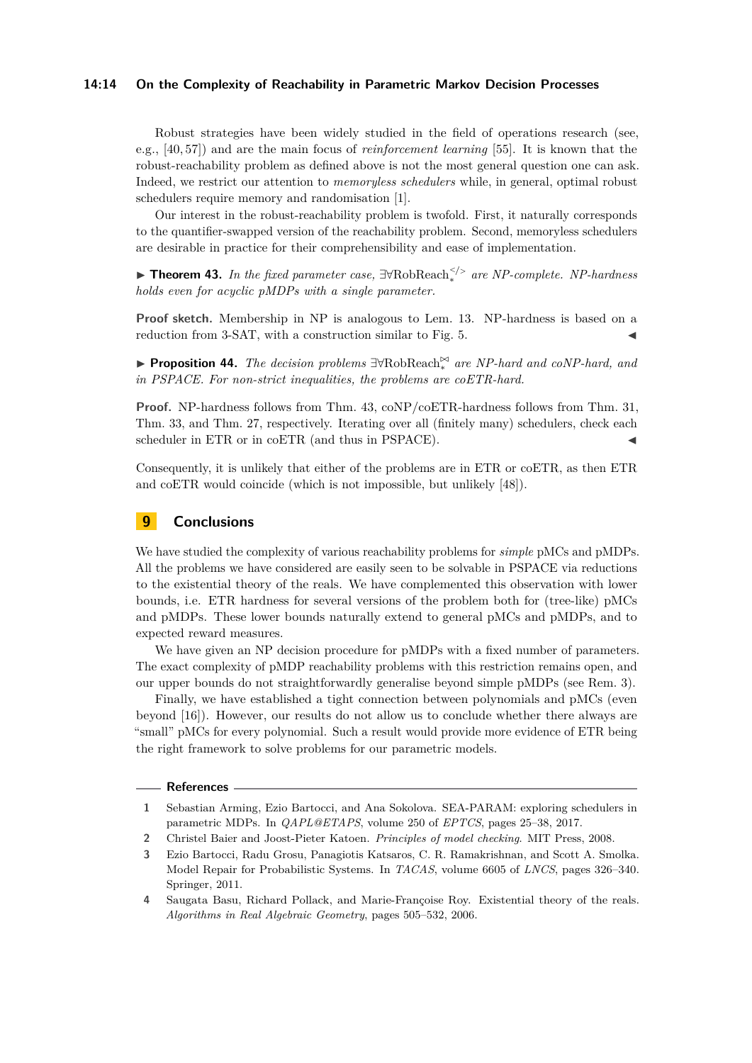Robust strategies have been widely studied in the field of operations research (see, e.g., [40, 57]) and are the main focus of *reinforcement learning* [55]. It is known that the robust-reachability problem as defined above is not the most general question one can ask. Indeed, we restrict our attention to *memoryless schedulers* while, in general, optimal robust schedulers require memory and randomisation [1].

Our interest in the robust-reachability problem is twofold. First, it naturally corresponds to the quantifier-swapped version of the reachability problem. Second, memoryless schedulers are desirable in practice for their comprehensibility and ease of implementation.

▶ **Theorem 43.** *In the fixed parameter case,* $\exists\forall\text{RobReach}_*^{</>}$ *are NP-complete. NP-hardness holds even for acyclic pMDPs with a single parameter.*

**Proof sketch.** Membership in NP is analogous to Lem. 13. NP-hardness is based on a reduction from 3-SAT, with a construction similar to Fig. 5. ◀

▶ **Proposition 44.** *The decision problems* $\exists\forall\text{RobReach}_*^{\bowtie}$ *are NP-hard and coNP-hard, and in PSPACE. For non-strict inequalities, the problems are coETR-hard.*

**Proof.** NP-hardness follows from Thm. 43, coNP/coETR-hardness follows from Thm. 31, Thm. 33, and Thm. 27, respectively. Iterating over all (finitely many) schedulers, check each scheduler in ETR or in coETR (and thus in PSPACE). ◀

Consequently, it is unlikely that either of the problems are in ETR or coETR, as then ETR and coETR would coincide (which is not impossible, but unlikely [48]).

## 9 Conclusions

We have studied the complexity of various reachability problems for *simple* pMCs and pMDPs. All the problems we have considered are easily seen to be solvable in PSPACE via reductions to the existential theory of the reals. We have complemented this observation with lower bounds, i.e. ETR hardness for several versions of the problem both for (tree-like) pMCs and pMDPs. These lower bounds naturally extend to general pMCs and pMDPs, and to expected reward measures.

We have given an NP decision procedure for pMDPs with a fixed number of parameters. The exact complexity of pMDP reachability problems with this restriction remains open, and our upper bounds do not straightforwardly generalise beyond simple pMDPs (see Rem. 3).

Finally, we have established a tight connection between polynomials and pMCs (even beyond [16]). However, our results do not allow us to conclude whether there always are "small" pMCs for every polynomial. Such a result would provide more evidence of ETR being the right framework to solve problems for our parametric models.

### References

1. Sebastian Arming, Ezio Bartocci, and Ana Sokolova. SEA-PARAM: exploring schedulers in parametric MDPs. In *QAPL@ETAPS*, volume 250 of *EPTCS*, pages 25–38, 2017.
2. Christel Baier and Joost-Pieter Katoen. *Principles of model checking*. MIT Press, 2008.
3. Ezio Bartocci, Radu Grosu, Panagiotis Katsaros, C. R. Ramakrishnan, and Scott A. Smolka. Model Repair for Probabilistic Systems. In *TACAS*, volume 6605 of *LNCS*, pages 326–340. Springer, 2011.
4. Saugata Basu, Richard Pollack, and Marie-Françoise Roy. Existential theory of the reals. *Algorithms in Real Algebraic Geometry*, pages 505–532, 2006.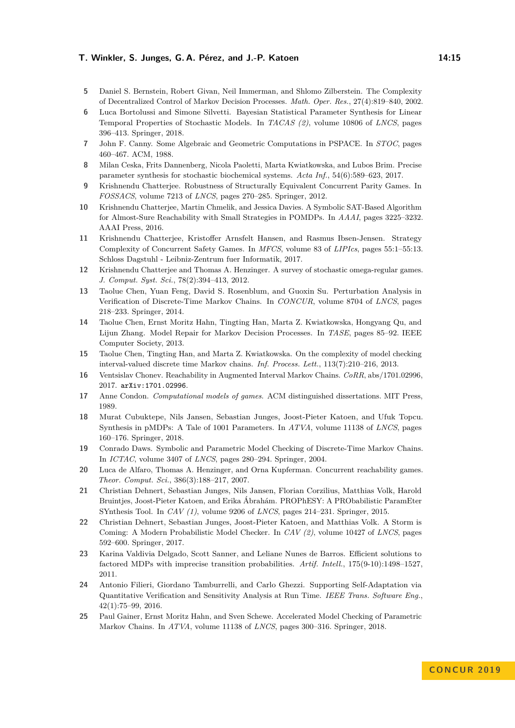5 Daniel S. Bernstein, Robert Givan, Neil Immerman, and Shlomo Zilberstein. The Complexity of Decentralized Control of Markov Decision Processes. *Math. Oper. Res.*, 27(4):819–840, 2002.

6 Luca Bortolussi and Simone Silvetti. Bayesian Statistical Parameter Synthesis for Linear Temporal Properties of Stochastic Models. In *TACAS (2)*, volume 10806 of *LNCS*, pages 396–413. Springer, 2018.

7 John F. Canny. Some Algebraic and Geometric Computations in PSPACE. In *STOC*, pages 460–467. ACM, 1988.

8 Milan Ceska, Frits Dannenberg, Nicola Paoletti, Marta Kwiatkowska, and Lubos Brim. Precise parameter synthesis for stochastic biochemical systems. *Acta Inf.*, 54(6):589–623, 2017.

9 Krishnendu Chatterjee. Robustness of Structurally Equivalent Concurrent Parity Games. In *FOSSACS*, volume 7213 of *LNCS*, pages 270–285. Springer, 2012.

10 Krishnendu Chatterjee, Martin Chmelik, and Jessica Davies. A Symbolic SAT-Based Algorithm for Almost-Sure Reachability with Small Strategies in POMDPs. In *AAAI*, pages 3225–3232. AAAI Press, 2016.

11 Krishnendu Chatterjee, Kristoffer Arnsfelt Hansen, and Rasmus Ibsen-Jensen. Strategy Complexity of Concurrent Safety Games. In *MFCS*, volume 83 of *LIPIcs*, pages 55:1–55:13. Schloss Dagstuhl - Leibniz-Zentrum fuer Informatik, 2017.

12 Krishnendu Chatterjee and Thomas A. Henzinger. A survey of stochastic omega-regular games. *J. Comput. Syst. Sci.*, 78(2):394–413, 2012.

13 Taolue Chen, Yuan Feng, David S. Rosenblum, and Guoxin Su. Perturbation Analysis in Verification of Discrete-Time Markov Chains. In *CONCUR*, volume 8704 of *LNCS*, pages 218–233. Springer, 2014.

14 Taolue Chen, Ernst Moritz Hahn, Tingting Han, Marta Z. Kwiatkowska, Hongyang Qu, and Lijun Zhang. Model Repair for Markov Decision Processes. In *TASE*, pages 85–92. IEEE Computer Society, 2013.

15 Taolue Chen, Tingting Han, and Marta Z. Kwiatkowska. On the complexity of model checking interval-valued discrete time Markov chains. *Inf. Process. Lett.*, 113(7):210–216, 2013.

16 Ventsislav Chonev. Reachability in Augmented Interval Markov Chains. *CoRR*, abs/1701.02996, 2017. `arXiv:1701.02996`.

17 Anne Condon. *Computational models of games*. ACM distinguished dissertations. MIT Press, 1989.

18 Murat Cubuktepe, Nils Jansen, Sebastian Junges, Joost-Pieter Katoen, and Ufuk Topcu. Synthesis in pMDPs: A Tale of 1001 Parameters. In *ATVA*, volume 11138 of *LNCS*, pages 160–176. Springer, 2018.

19 Conrado Daws. Symbolic and Parametric Model Checking of Discrete-Time Markov Chains. In *ICTAC*, volume 3407 of *LNCS*, pages 280–294. Springer, 2004.

20 Luca de Alfaro, Thomas A. Henzinger, and Orna Kupferman. Concurrent reachability games. *Theor. Comput. Sci.*, 386(3):188–217, 2007.

21 Christian Dehnert, Sebastian Junges, Nils Jansen, Florian Corzilius, Matthias Volk, Harold Bruintjes, Joost-Pieter Katoen, and Erika Ábrahám. PROPhESY: A PRObabilistic ParamEter SYnthesis Tool. In *CAV (1)*, volume 9206 of *LNCS*, pages 214–231. Springer, 2015.

22 Christian Dehnert, Sebastian Junges, Joost-Pieter Katoen, and Matthias Volk. A Storm is Coming: A Modern Probabilistic Model Checker. In *CAV (2)*, volume 10427 of *LNCS*, pages 592–600. Springer, 2017.

23 Karina Valdivia Delgado, Scott Sanner, and Leliane Nunes de Barros. Efficient solutions to factored MDPs with imprecise transition probabilities. *Artif. Intell.*, 175(9-10):1498–1527, 2011.

24 Antonio Filieri, Giordano Tamburrelli, and Carlo Ghezzi. Supporting Self-Adaptation via Quantitative Verification and Sensitivity Analysis at Run Time. *IEEE Trans. Software Eng.*, 42(1):75–99, 2016.

25 Paul Gainer, Ernst Moritz Hahn, and Sven Schewe. Accelerated Model Checking of Parametric Markov Chains. In *ATVA*, volume 11138 of *LNCS*, pages 300–316. Springer, 2018.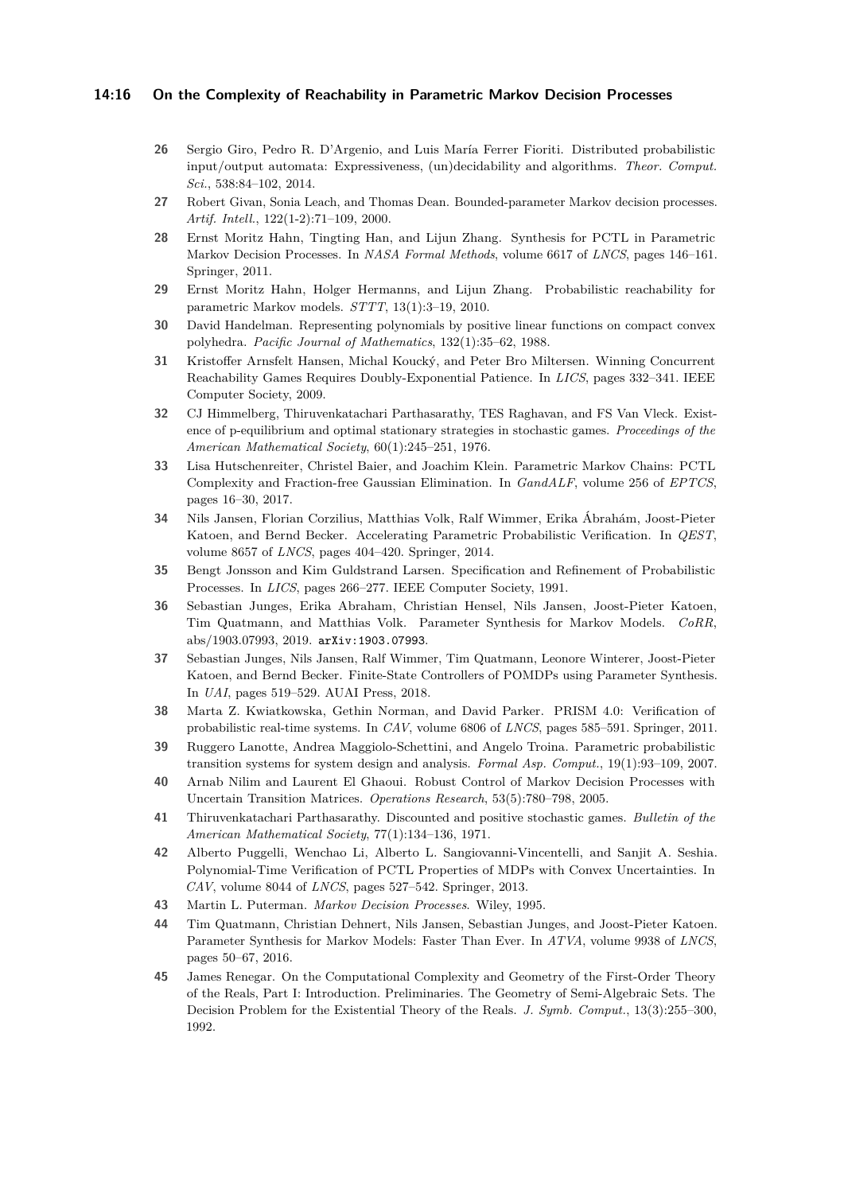26 Sergio Giro, Pedro R. D'Argenio, and Luis María Ferrer Fioriti. Distributed probabilistic input/output automata: Expressiveness, (un)decidability and algorithms. *Theor. Comput. Sci.*, 538:84–102, 2014.

27 Robert Givan, Sonia Leach, and Thomas Dean. Bounded-parameter Markov decision processes. *Artif. Intell.*, 122(1-2):71–109, 2000.

28 Ernst Moritz Hahn, Tingting Han, and Lijun Zhang. Synthesis for PCTL in Parametric Markov Decision Processes. In *NASA Formal Methods*, volume 6617 of *LNCS*, pages 146–161. Springer, 2011.

29 Ernst Moritz Hahn, Holger Hermanns, and Lijun Zhang. Probabilistic reachability for parametric Markov models. *STTT*, 13(1):3–19, 2010.

30 David Handelman. Representing polynomials by positive linear functions on compact convex polyhedra. *Pacific Journal of Mathematics*, 132(1):35–62, 1988.

31 Kristoffer Arnsfelt Hansen, Michal Koucký, and Peter Bro Miltersen. Winning Concurrent Reachability Games Requires Doubly-Exponential Patience. In *LICS*, pages 332–341. IEEE Computer Society, 2009.

32 CJ Himmelberg, Thiruvenkatachari Parthasarathy, TES Raghavan, and FS Van Vleck. Existence of p-equilibrium and optimal stationary strategies in stochastic games. *Proceedings of the American Mathematical Society*, 60(1):245–251, 1976.

33 Lisa Hutschenreiter, Christel Baier, and Joachim Klein. Parametric Markov Chains: PCTL Complexity and Fraction-free Gaussian Elimination. In *GandALF*, volume 256 of *EPTCS*, pages 16–30, 2017.

34 Nils Jansen, Florian Corzilius, Matthias Volk, Ralf Wimmer, Erika Ábrahám, Joost-Pieter Katoen, and Bernd Becker. Accelerating Parametric Probabilistic Verification. In *QEST*, volume 8657 of *LNCS*, pages 404–420. Springer, 2014.

35 Bengt Jonsson and Kim Guldstrand Larsen. Specification and Refinement of Probabilistic Processes. In *LICS*, pages 266–277. IEEE Computer Society, 1991.

36 Sebastian Junges, Erika Abraham, Christian Hensel, Nils Jansen, Joost-Pieter Katoen, Tim Quatmann, and Matthias Volk. Parameter Synthesis for Markov Models. *CoRR*, abs/1903.07993, 2019. arXiv:1903.07993.

37 Sebastian Junges, Nils Jansen, Ralf Wimmer, Tim Quatmann, Leonore Winterer, Joost-Pieter Katoen, and Bernd Becker. Finite-State Controllers of POMDPs using Parameter Synthesis. In *UAI*, pages 519–529. AUAI Press, 2018.

38 Marta Z. Kwiatkowska, Gethin Norman, and David Parker. PRISM 4.0: Verification of probabilistic real-time systems. In *CAV*, volume 6806 of *LNCS*, pages 585–591. Springer, 2011.

39 Ruggero Lanotte, Andrea Maggiolo-Schettini, and Angelo Troina. Parametric probabilistic transition systems for system design and analysis. *Formal Asp. Comput.*, 19(1):93–109, 2007.

40 Arnab Nilim and Laurent El Ghaoui. Robust Control of Markov Decision Processes with Uncertain Transition Matrices. *Operations Research*, 53(5):780–798, 2005.

41 Thiruvenkatachari Parthasarathy. Discounted and positive stochastic games. *Bulletin of the American Mathematical Society*, 77(1):134–136, 1971.

42 Alberto Puggelli, Wenchao Li, Alberto L. Sangiovanni-Vincentelli, and Sanjit A. Seshia. Polynomial-Time Verification of PCTL Properties of MDPs with Convex Uncertainties. In *CAV*, volume 8044 of *LNCS*, pages 527–542. Springer, 2013.

43 Martin L. Puterman. *Markov Decision Processes*. Wiley, 1995.

44 Tim Quatmann, Christian Dehnert, Nils Jansen, Sebastian Junges, and Joost-Pieter Katoen. Parameter Synthesis for Markov Models: Faster Than Ever. In *ATVA*, volume 9938 of *LNCS*, pages 50–67, 2016.

45 James Renegar. On the Computational Complexity and Geometry of the First-Order Theory of the Reals, Part I: Introduction. Preliminaries. The Geometry of Semi-Algebraic Sets. The Decision Problem for the Existential Theory of the Reals. *J. Symb. Comput.*, 13(3):255–300, 1992.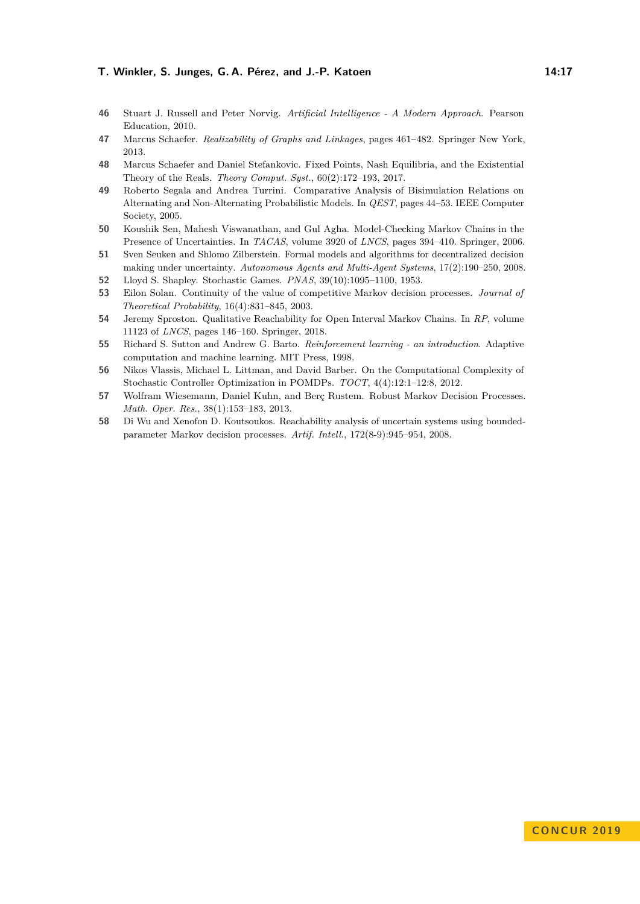46 Stuart J. Russell and Peter Norvig. *Artificial Intelligence - A Modern Approach*. Pearson Education, 2010.

47 Marcus Schaefer. *Realizability of Graphs and Linkages*, pages 461–482. Springer New York, 2013.

48 Marcus Schaefer and Daniel Stefankovic. Fixed Points, Nash Equilibria, and the Existential Theory of the Reals. *Theory Comput. Syst.*, 60(2):172–193, 2017.

49 Roberto Segala and Andrea Turrini. Comparative Analysis of Bisimulation Relations on Alternating and Non-Alternating Probabilistic Models. In *QEST*, pages 44–53. IEEE Computer Society, 2005.

50 Koushik Sen, Mahesh Viswanathan, and Gul Agha. Model-Checking Markov Chains in the Presence of Uncertainties. In *TACAS*, volume 3920 of *LNCS*, pages 394–410. Springer, 2006.

51 Sven Seuken and Shlomo Zilberstein. Formal models and algorithms for decentralized decision making under uncertainty. *Autonomous Agents and Multi-Agent Systems*, 17(2):190–250, 2008.

52 Lloyd S. Shapley. Stochastic Games. *PNAS*, 39(10):1095–1100, 1953.

53 Eilon Solan. Continuity of the value of competitive Markov decision processes. *Journal of Theoretical Probability*, 16(4):831–845, 2003.

54 Jeremy Sproston. Qualitative Reachability for Open Interval Markov Chains. In *RP*, volume 11123 of *LNCS*, pages 146–160. Springer, 2018.

55 Richard S. Sutton and Andrew G. Barto. *Reinforcement learning - an introduction*. Adaptive computation and machine learning. MIT Press, 1998.

56 Nikos Vlassis, Michael L. Littman, and David Barber. On the Computational Complexity of Stochastic Controller Optimization in POMDPs. *TOCT*, 4(4):12:1–12:8, 2012.

57 Wolfram Wiesemann, Daniel Kuhn, and Berç Rustem. Robust Markov Decision Processes. *Math. Oper. Res.*, 38(1):153–183, 2013.

58 Di Wu and Xenofon D. Koutsoukos. Reachability analysis of uncertain systems using bounded-parameter Markov decision processes. *Artif. Intell.*, 172(8-9):945–954, 2008.